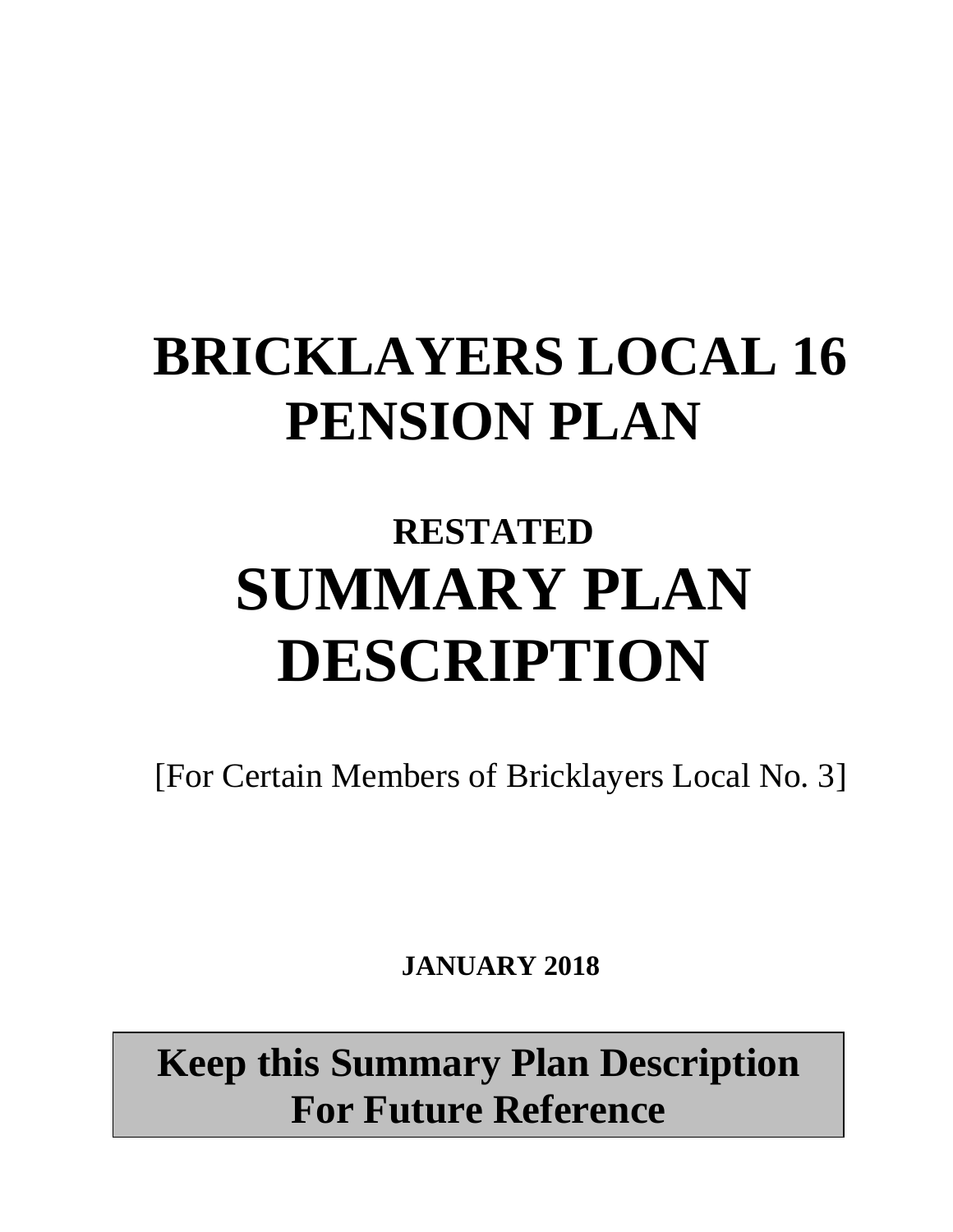# BRICKLAYERS LOCAL 16 PENSION PLAN

## RESTATED

# SUMMARY PLAN DESCRIPTION

[For Certain Members of Bricklayers Local No. 3]

**JANUARY 2018**

**Keep this Summary Plan Description For Future Reference**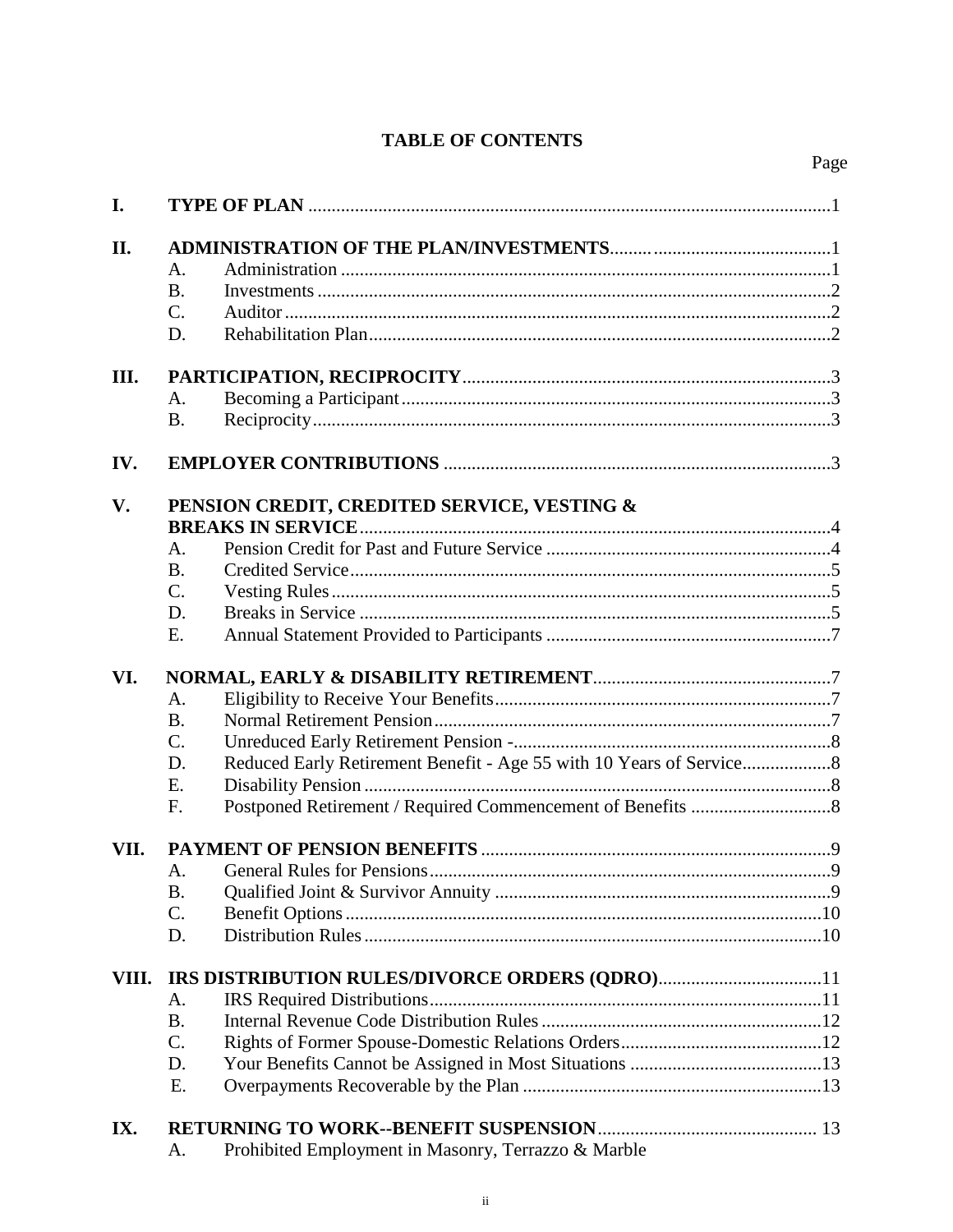# TABLE OF CONTENTS

| | | Page |
|---|---|---|
| **I.** | **TYPE OF PLAN** | 1 |
| **II.** | **ADMINISTRATION OF THE PLAN/INVESTMENTS** | 1 |
| A. | Administration | 1 |
| B. | Investments | 2 |
| C. | Auditor | 2 |
| D. | Rehabilitation Plan | 2 |
| **III.** | **PARTICIPATION, RECIPROCITY** | 3 |
| A. | Becoming a Participant | 3 |
| B. | Reciprocity | 3 |
| **IV.** | **EMPLOYER CONTRIBUTIONS** | 3 |
| **V.** | **PENSION CREDIT, CREDITED SERVICE, VESTING & BREAKS IN SERVICE** | 4 |
| A. | Pension Credit for Past and Future Service | 4 |
| B. | Credited Service | 5 |
| C. | Vesting Rules | 5 |
| D. | Breaks in Service | 5 |
| E. | Annual Statement Provided to Participants | 7 |
| **VI.** | **NORMAL, EARLY & DISABILITY RETIREMENT** | 7 |
| A. | Eligibility to Receive Your Benefits | 7 |
| B. | Normal Retirement Pension | 7 |
| C. | Unreduced Early Retirement Pension - | 8 |
| D. | Reduced Early Retirement Benefit - Age 55 with 10 Years of Service | 8 |
| E. | Disability Pension | 8 |
| F. | Postponed Retirement / Required Commencement of Benefits | 8 |
| **VII.** | **PAYMENT OF PENSION BENEFITS** | 9 |
| A. | General Rules for Pensions | 9 |
| B. | Qualified Joint & Survivor Annuity | 9 |
| C. | Benefit Options | 10 |
| D. | Distribution Rules | 10 |
| **VIII.** | **IRS DISTRIBUTION RULES/DIVORCE ORDERS (QDRO)** | 11 |
| A. | IRS Required Distributions | 11 |
| B. | Internal Revenue Code Distribution Rules | 12 |
| C. | Rights of Former Spouse-Domestic Relations Orders | 12 |
| D. | Your Benefits Cannot be Assigned in Most Situations | 13 |
| E. | Overpayments Recoverable by the Plan | 13 |
| **IX.** | **RETURNING TO WORK--BENEFIT SUSPENSION** | 13 |
| A. | Prohibited Employment in Masonry, Terrazzo & Marble | |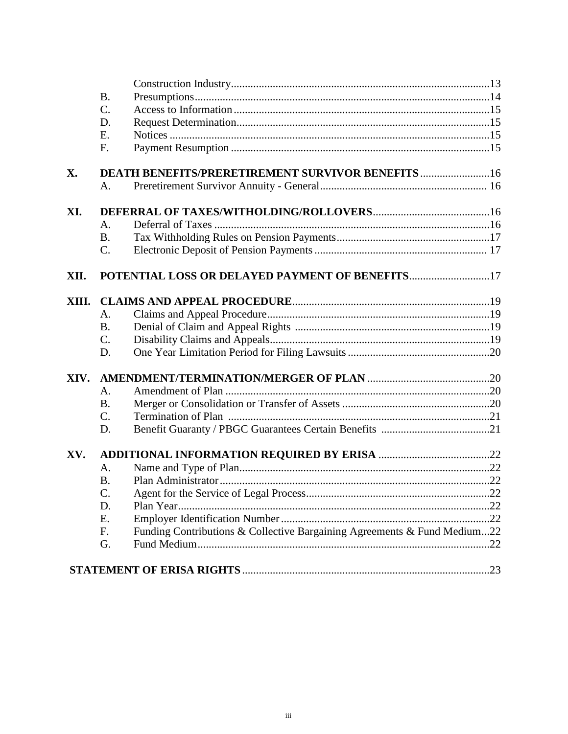| | | | |
|---|---|---|---|
| | | Construction Industry | 13 |
| | B. | Presumptions | 14 |
| | C. | Access to Information | 15 |
| | D. | Request Determination | 15 |
| | E. | Notices | 15 |
| | F. | Payment Resumption | 15 |
| **X.** | **DEATH BENEFITS/PRERETIREMENT SURVIVOR BENEFITS** | | 16 |
| | A. | Preretirement Survivor Annuity - General | 16 |
| **XI.** | **DEFERRAL OF TAXES/WITHOLDING/ROLLOVERS** | | 16 |
| | A. | Deferral of Taxes | 16 |
| | B. | Tax Withholding Rules on Pension Payments | 17 |
| | C. | Electronic Deposit of Pension Payments | 17 |
| **XII.** | **POTENTIAL LOSS OR DELAYED PAYMENT OF BENEFITS** | | 17 |
| **XIII.** | **CLAIMS AND APPEAL PROCEDURE** | | 19 |
| | A. | Claims and Appeal Procedure | 19 |
| | B. | Denial of Claim and Appeal Rights | 19 |
| | C. | Disability Claims and Appeals | 19 |
| | D. | One Year Limitation Period for Filing Lawsuits | 20 |
| **XIV.** | **AMENDMENT/TERMINATION/MERGER OF PLAN** | | 20 |
| | A. | Amendment of Plan | 20 |
| | B. | Merger or Consolidation or Transfer of Assets | 20 |
| | C. | Termination of Plan | 21 |
| | D. | Benefit Guaranty / PBGC Guarantees Certain Benefits | 21 |
| **XV.** | **ADDITIONAL INFORMATION REQUIRED BY ERISA** | | 22 |
| | A. | Name and Type of Plan | 22 |
| | B. | Plan Administrator | 22 |
| | C. | Agent for the Service of Legal Process | 22 |
| | D. | Plan Year | 22 |
| | E. | Employer Identification Number | 22 |
| | F. | Funding Contributions & Collective Bargaining Agreements & Fund Medium | 22 |
| | G. | Fund Medium | 22 |
| **STATEMENT OF ERISA RIGHTS** | | | 23 |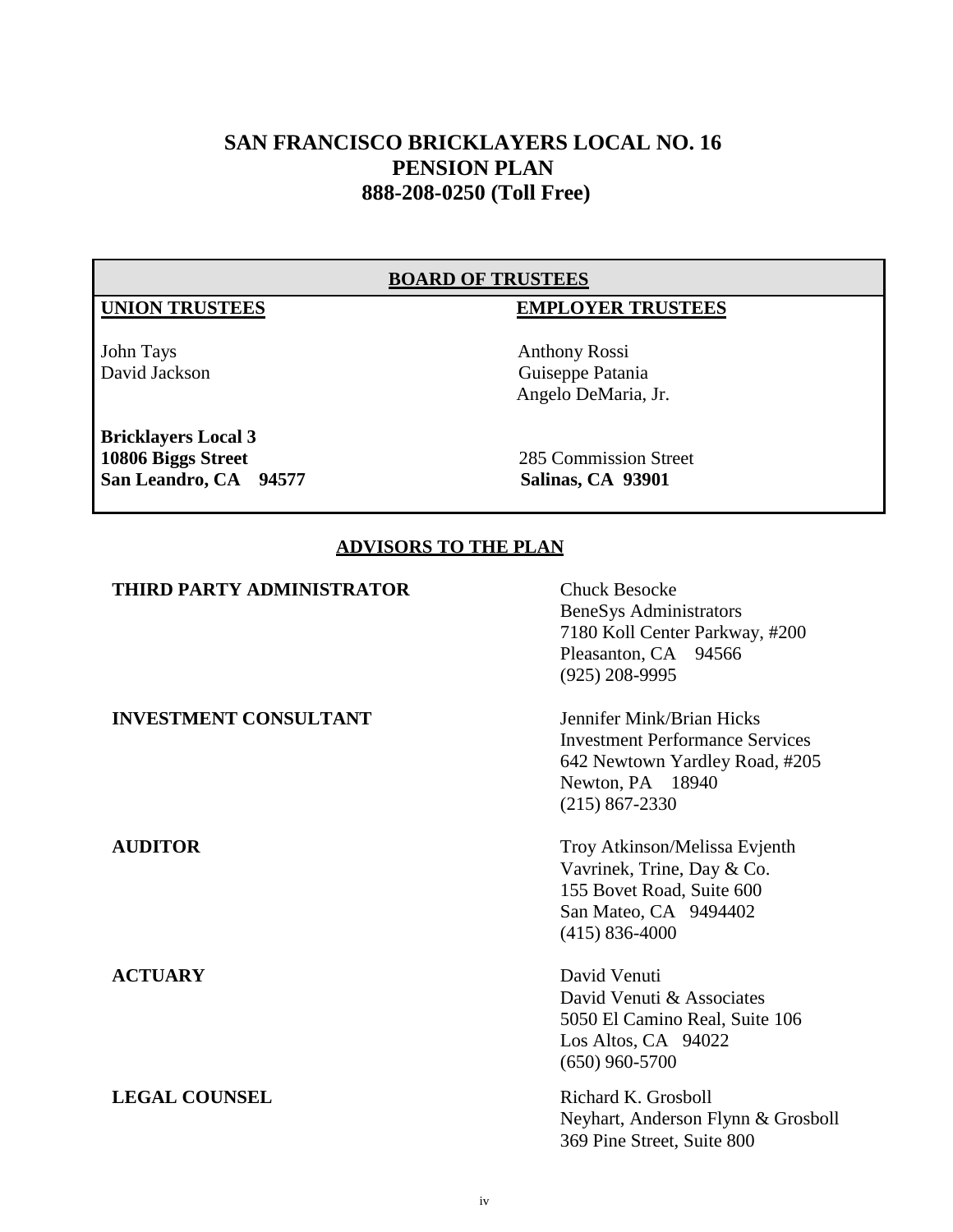# SAN FRANCISCO BRICKLAYERS LOCAL NO. 16
# PENSION PLAN
# 888-208-0250 (Toll Free)

## BOARD OF TRUSTEES

| UNION TRUSTEES | EMPLOYER TRUSTEES |
|---|---|
| John Tays | Anthony Rossi |
| David Jackson | Guiseppe Patania |
| | Angelo DeMaria, Jr. |
| **Bricklayers Local 3** | |
| **10806 Biggs Street** | 285 Commission Street |
| **San Leandro, CA 94577** | **Salinas, CA 93901** |

## ADVISORS TO THE PLAN

**THIRD PARTY ADMINISTRATOR**

Chuck Besocke
BeneSys Administrators
7180 Koll Center Parkway, #200
Pleasanton, CA 94566
(925) 208-9995

**INVESTMENT CONSULTANT**

Jennifer Mink/Brian Hicks
Investment Performance Services
642 Newtown Yardley Road, #205
Newton, PA 18940
(215) 867-2330

**AUDITOR**

Troy Atkinson/Melissa Evjenth
Vavrinek, Trine, Day & Co.
155 Bovet Road, Suite 600
San Mateo, CA 9494402
(415) 836-4000

**ACTUARY**

David Venuti
David Venuti & Associates
5050 El Camino Real, Suite 106
Los Altos, CA 94022
(650) 960-5700

**LEGAL COUNSEL**

Richard K. Grosboll
Neyhart, Anderson Flynn & Grosboll
369 Pine Street, Suite 800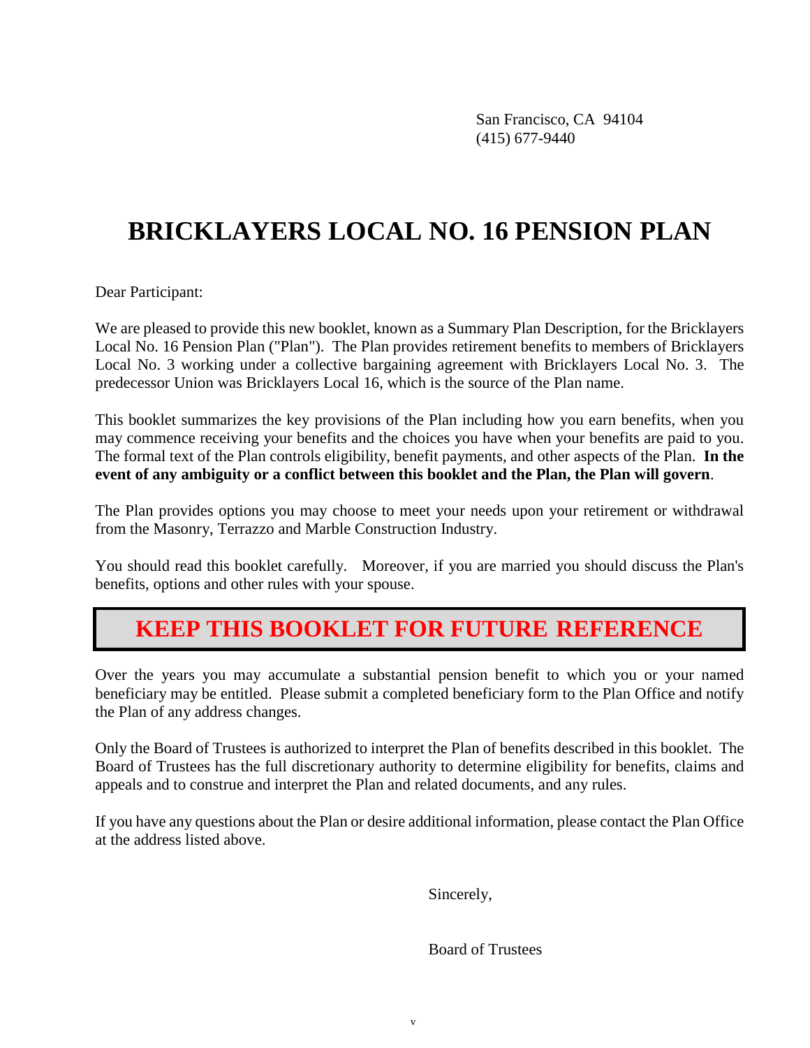San Francisco, CA 94104
(415) 677-9440

# BRICKLAYERS LOCAL NO. 16 PENSION PLAN

Dear Participant:

We are pleased to provide this new booklet, known as a Summary Plan Description, for the Bricklayers Local No. 16 Pension Plan ("Plan"). The Plan provides retirement benefits to members of Bricklayers Local No. 3 working under a collective bargaining agreement with Bricklayers Local No. 3. The predecessor Union was Bricklayers Local 16, which is the source of the Plan name.

This booklet summarizes the key provisions of the Plan including how you earn benefits, when you may commence receiving your benefits and the choices you have when your benefits are paid to you. The formal text of the Plan controls eligibility, benefit payments, and other aspects of the Plan. **In the event of any ambiguity or a conflict between this booklet and the Plan, the Plan will govern**.

The Plan provides options you may choose to meet your needs upon your retirement or withdrawal from the Masonry, Terrazzo and Marble Construction Industry.

You should read this booklet carefully. Moreover, if you are married you should discuss the Plan's benefits, options and other rules with your spouse.

## KEEP THIS BOOKLET FOR FUTURE REFERENCE

Over the years you may accumulate a substantial pension benefit to which you or your named beneficiary may be entitled. Please submit a completed beneficiary form to the Plan Office and notify the Plan of any address changes.

Only the Board of Trustees is authorized to interpret the Plan of benefits described in this booklet. The Board of Trustees has the full discretionary authority to determine eligibility for benefits, claims and appeals and to construe and interpret the Plan and related documents, and any rules.

If you have any questions about the Plan or desire additional information, please contact the Plan Office at the address listed above.

Sincerely,

Board of Trustees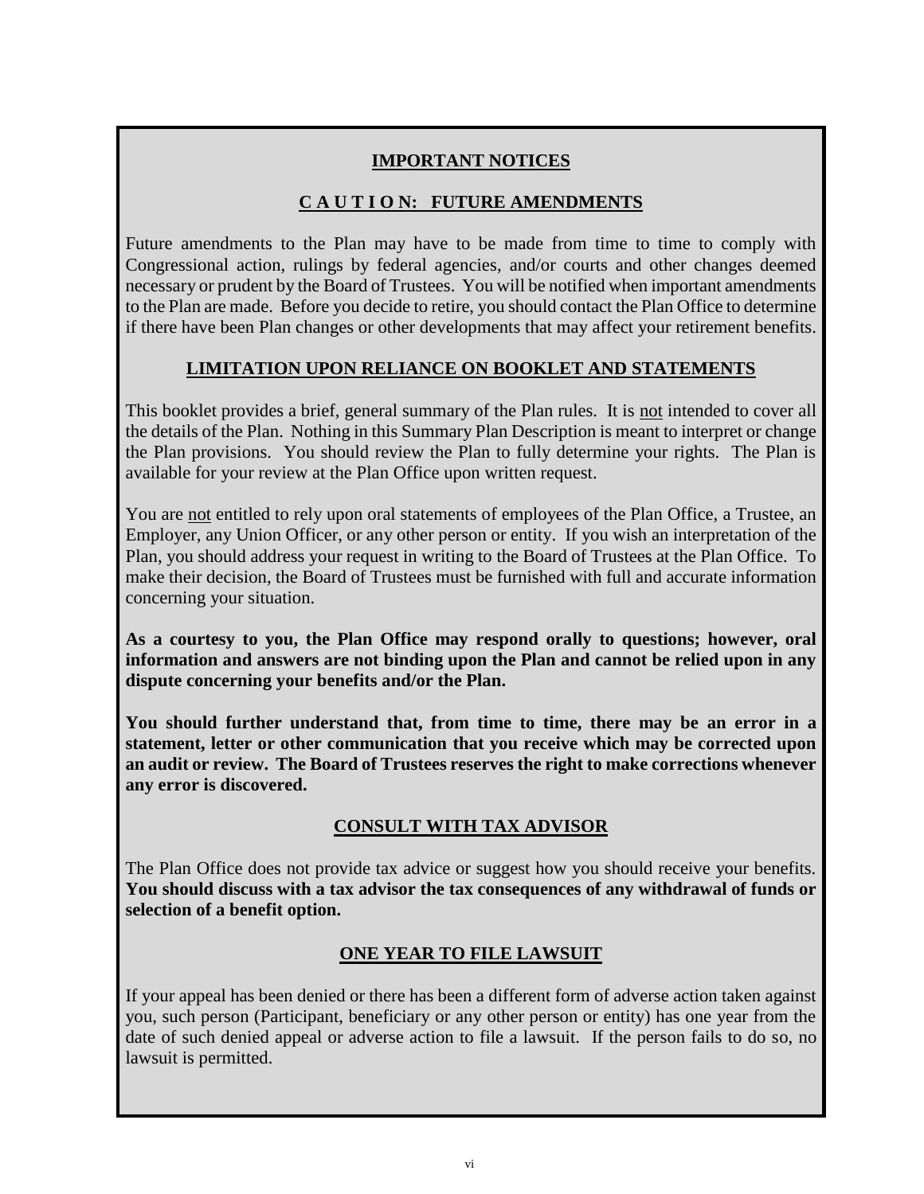## IMPORTANT NOTICES

### C A U T I O N: FUTURE AMENDMENTS

Future amendments to the Plan may have to be made from time to time to comply with Congressional action, rulings by federal agencies, and/or courts and other changes deemed necessary or prudent by the Board of Trustees. You will be notified when important amendments to the Plan are made. Before you decide to retire, you should contact the Plan Office to determine if there have been Plan changes or other developments that may affect your retirement benefits.

### LIMITATION UPON RELIANCE ON BOOKLET AND STATEMENTS

This booklet provides a brief, general summary of the Plan rules. It is not intended to cover all the details of the Plan. Nothing in this Summary Plan Description is meant to interpret or change the Plan provisions. You should review the Plan to fully determine your rights. The Plan is available for your review at the Plan Office upon written request.

You are not entitled to rely upon oral statements of employees of the Plan Office, a Trustee, an Employer, any Union Officer, or any other person or entity. If you wish an interpretation of the Plan, you should address your request in writing to the Board of Trustees at the Plan Office. To make their decision, the Board of Trustees must be furnished with full and accurate information concerning your situation.

**As a courtesy to you, the Plan Office may respond orally to questions; however, oral information and answers are not binding upon the Plan and cannot be relied upon in any dispute concerning your benefits and/or the Plan.**

**You should further understand that, from time to time, there may be an error in a statement, letter or other communication that you receive which may be corrected upon an audit or review. The Board of Trustees reserves the right to make corrections whenever any error is discovered.**

### CONSULT WITH TAX ADVISOR

The Plan Office does not provide tax advice or suggest how you should receive your benefits. **You should discuss with a tax advisor the tax consequences of any withdrawal of funds or selection of a benefit option.**

### ONE YEAR TO FILE LAWSUIT

If your appeal has been denied or there has been a different form of adverse action taken against you, such person (Participant, beneficiary or any other person or entity) has one year from the date of such denied appeal or adverse action to file a lawsuit. If the person fails to do so, no lawsuit is permitted.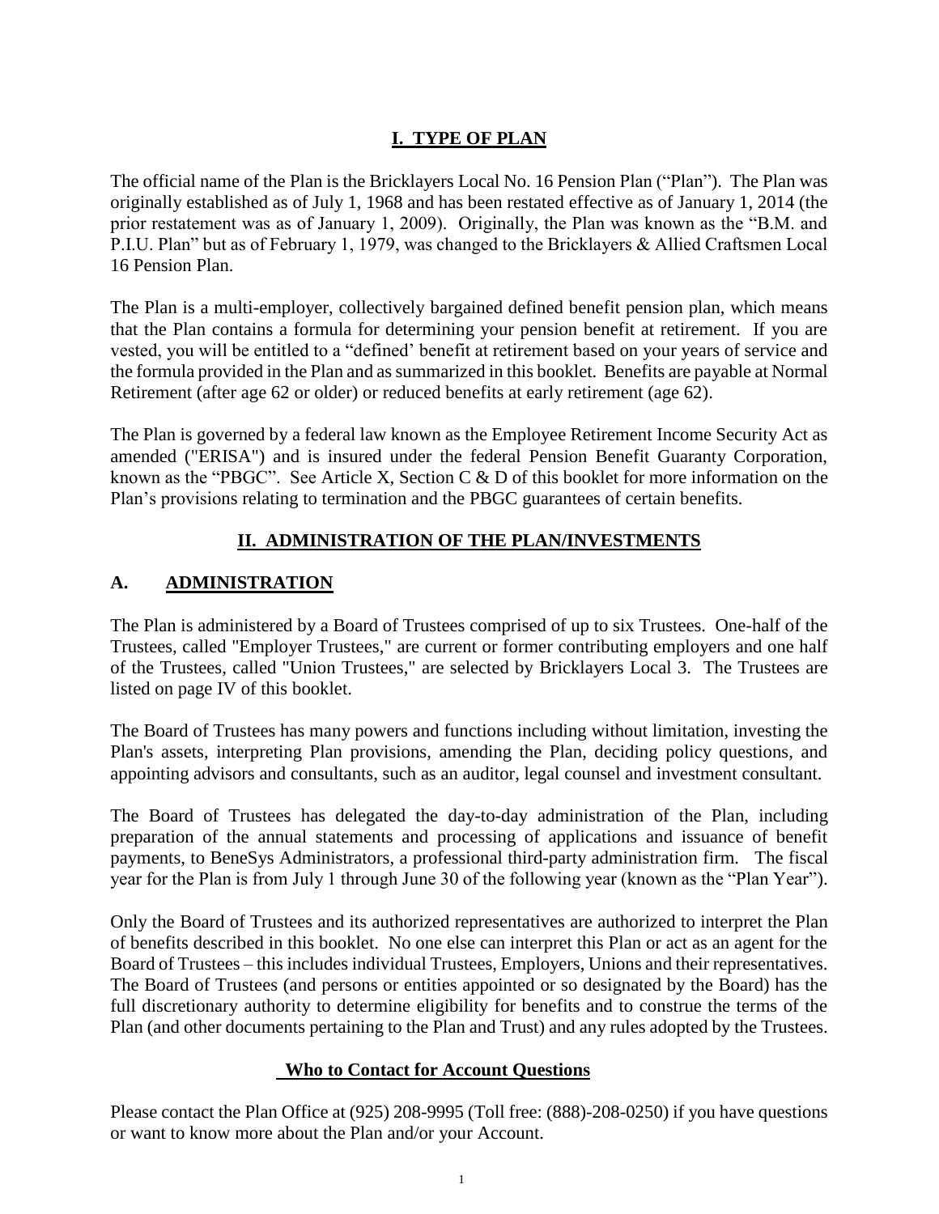# I. TYPE OF PLAN

The official name of the Plan is the Bricklayers Local No. 16 Pension Plan ("Plan"). The Plan was originally established as of July 1, 1968 and has been restated effective as of January 1, 2014 (the prior restatement was as of January 1, 2009). Originally, the Plan was known as the "B.M. and P.I.U. Plan" but as of February 1, 1979, was changed to the Bricklayers & Allied Craftsmen Local 16 Pension Plan.

The Plan is a multi-employer, collectively bargained defined benefit pension plan, which means that the Plan contains a formula for determining your pension benefit at retirement. If you are vested, you will be entitled to a "defined' benefit at retirement based on your years of service and the formula provided in the Plan and as summarized in this booklet. Benefits are payable at Normal Retirement (after age 62 or older) or reduced benefits at early retirement (age 62).

The Plan is governed by a federal law known as the Employee Retirement Income Security Act as amended ("ERISA") and is insured under the federal Pension Benefit Guaranty Corporation, known as the "PBGC". See Article X, Section C & D of this booklet for more information on the Plan's provisions relating to termination and the PBGC guarantees of certain benefits.

# II. ADMINISTRATION OF THE PLAN/INVESTMENTS

## A. ADMINISTRATION

The Plan is administered by a Board of Trustees comprised of up to six Trustees. One-half of the Trustees, called "Employer Trustees," are current or former contributing employers and one half of the Trustees, called "Union Trustees," are selected by Bricklayers Local 3. The Trustees are listed on page IV of this booklet.

The Board of Trustees has many powers and functions including without limitation, investing the Plan's assets, interpreting Plan provisions, amending the Plan, deciding policy questions, and appointing advisors and consultants, such as an auditor, legal counsel and investment consultant.

The Board of Trustees has delegated the day-to-day administration of the Plan, including preparation of the annual statements and processing of applications and issuance of benefit payments, to BeneSys Administrators, a professional third-party administration firm. The fiscal year for the Plan is from July 1 through June 30 of the following year (known as the "Plan Year").

Only the Board of Trustees and its authorized representatives are authorized to interpret the Plan of benefits described in this booklet. No one else can interpret this Plan or act as an agent for the Board of Trustees – this includes individual Trustees, Employers, Unions and their representatives. The Board of Trustees (and persons or entities appointed or so designated by the Board) has the full discretionary authority to determine eligibility for benefits and to construe the terms of the Plan (and other documents pertaining to the Plan and Trust) and any rules adopted by the Trustees.

### Who to Contact for Account Questions

Please contact the Plan Office at (925) 208-9995 (Toll free: (888)-208-0250) if you have questions or want to know more about the Plan and/or your Account.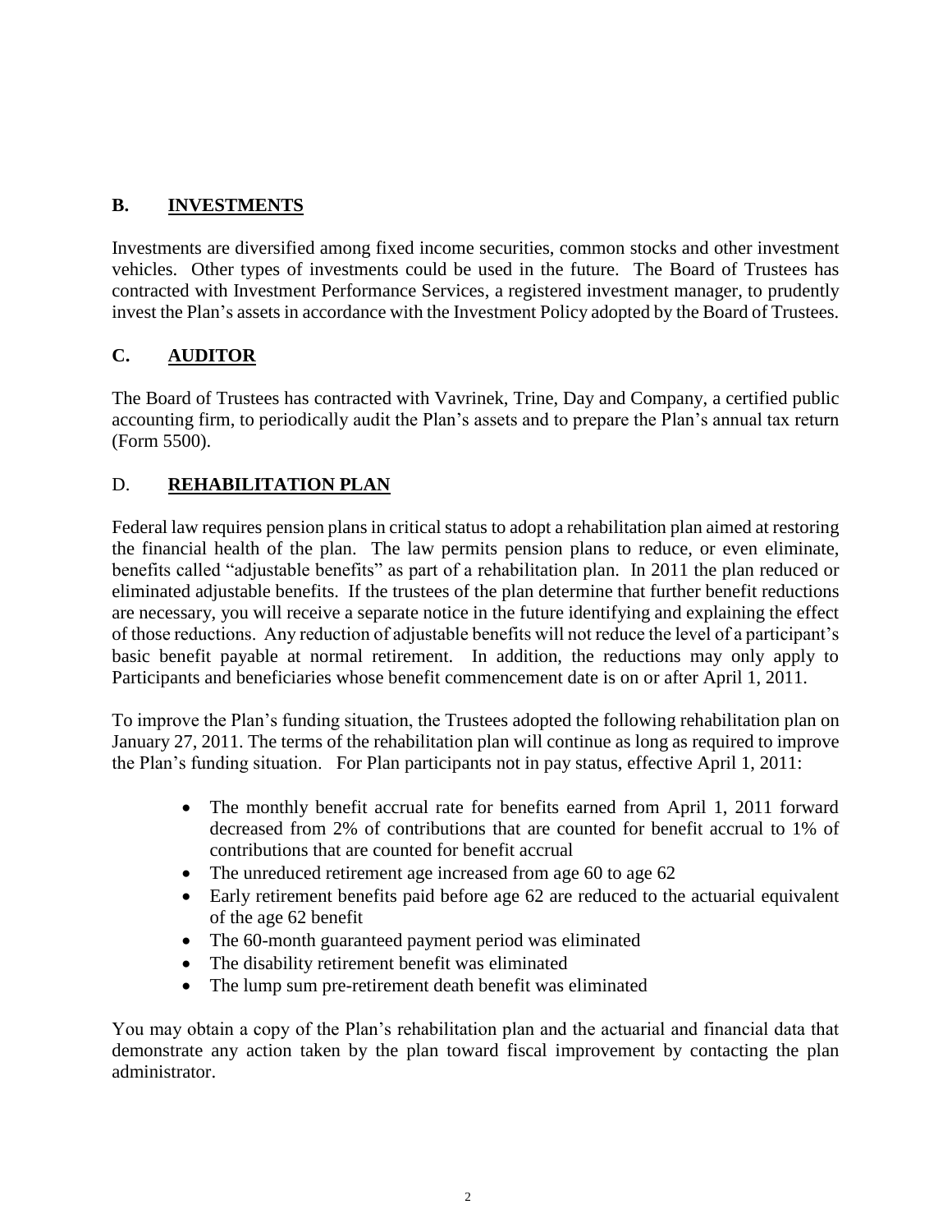## B. <u>INVESTMENTS</u>

Investments are diversified among fixed income securities, common stocks and other investment vehicles. Other types of investments could be used in the future. The Board of Trustees has contracted with Investment Performance Services, a registered investment manager, to prudently invest the Plan's assets in accordance with the Investment Policy adopted by the Board of Trustees.

## C. <u>AUDITOR</u>

The Board of Trustees has contracted with Vavrinek, Trine, Day and Company, a certified public accounting firm, to periodically audit the Plan's assets and to prepare the Plan's annual tax return (Form 5500).

## D. <u>REHABILITATION PLAN</u>

Federal law requires pension plans in critical status to adopt a rehabilitation plan aimed at restoring the financial health of the plan. The law permits pension plans to reduce, or even eliminate, benefits called "adjustable benefits" as part of a rehabilitation plan. In 2011 the plan reduced or eliminated adjustable benefits. If the trustees of the plan determine that further benefit reductions are necessary, you will receive a separate notice in the future identifying and explaining the effect of those reductions. Any reduction of adjustable benefits will not reduce the level of a participant's basic benefit payable at normal retirement. In addition, the reductions may only apply to Participants and beneficiaries whose benefit commencement date is on or after April 1, 2011.

To improve the Plan's funding situation, the Trustees adopted the following rehabilitation plan on January 27, 2011. The terms of the rehabilitation plan will continue as long as required to improve the Plan's funding situation. For Plan participants not in pay status, effective April 1, 2011:

- The monthly benefit accrual rate for benefits earned from April 1, 2011 forward decreased from 2% of contributions that are counted for benefit accrual to 1% of contributions that are counted for benefit accrual
- The unreduced retirement age increased from age 60 to age 62
- Early retirement benefits paid before age 62 are reduced to the actuarial equivalent of the age 62 benefit
- The 60-month guaranteed payment period was eliminated
- The disability retirement benefit was eliminated
- The lump sum pre-retirement death benefit was eliminated

You may obtain a copy of the Plan's rehabilitation plan and the actuarial and financial data that demonstrate any action taken by the plan toward fiscal improvement by contacting the plan administrator.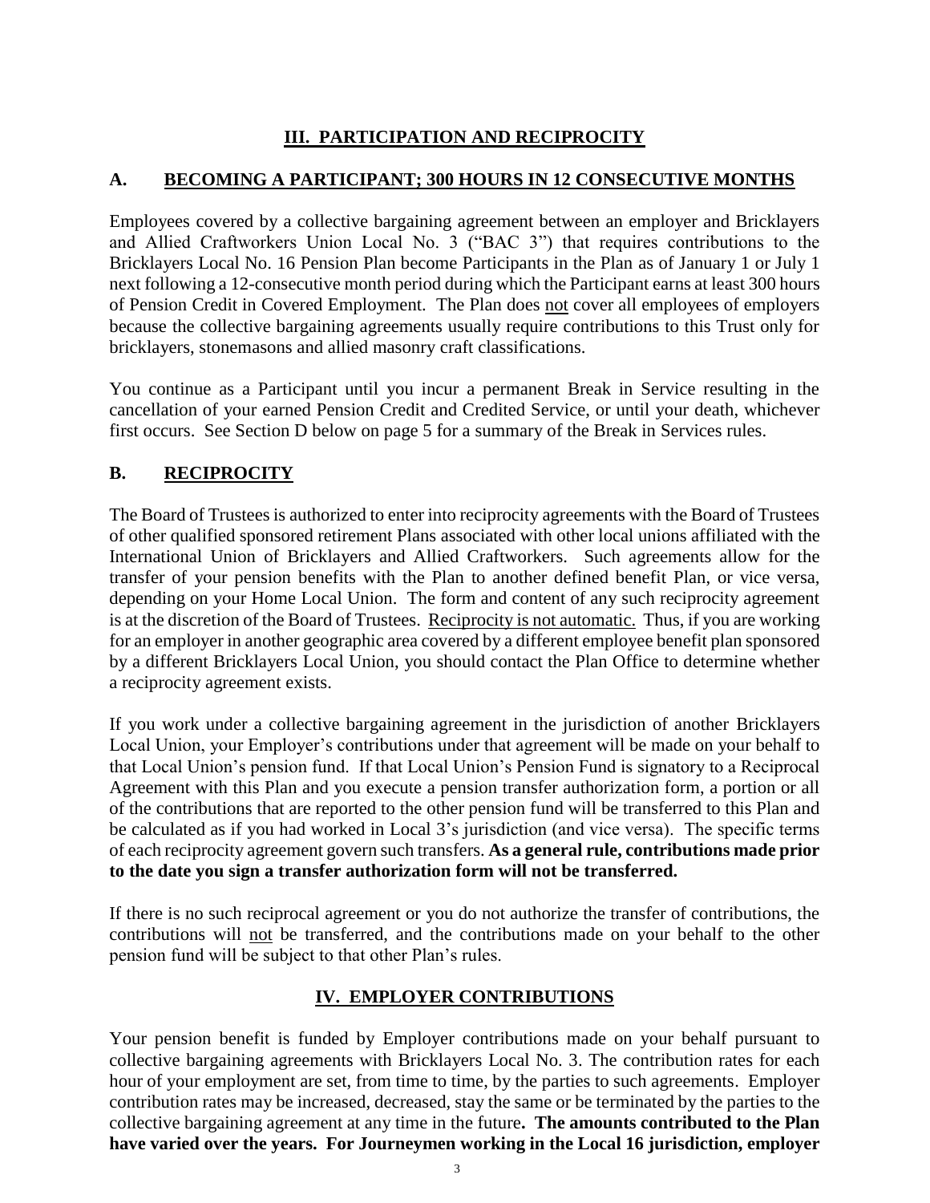## III. PARTICIPATION AND RECIPROCITY

### A. BECOMING A PARTICIPANT; 300 HOURS IN 12 CONSECUTIVE MONTHS

Employees covered by a collective bargaining agreement between an employer and Bricklayers and Allied Craftworkers Union Local No. 3 ("BAC 3") that requires contributions to the Bricklayers Local No. 16 Pension Plan become Participants in the Plan as of January 1 or July 1 next following a 12-consecutive month period during which the Participant earns at least 300 hours of Pension Credit in Covered Employment. The Plan does not cover all employees of employers because the collective bargaining agreements usually require contributions to this Trust only for bricklayers, stonemasons and allied masonry craft classifications.

You continue as a Participant until you incur a permanent Break in Service resulting in the cancellation of your earned Pension Credit and Credited Service, or until your death, whichever first occurs. See Section D below on page 5 for a summary of the Break in Services rules.

### B. RECIPROCITY

The Board of Trustees is authorized to enter into reciprocity agreements with the Board of Trustees of other qualified sponsored retirement Plans associated with other local unions affiliated with the International Union of Bricklayers and Allied Craftworkers. Such agreements allow for the transfer of your pension benefits with the Plan to another defined benefit Plan, or vice versa, depending on your Home Local Union. The form and content of any such reciprocity agreement is at the discretion of the Board of Trustees. Reciprocity is not automatic. Thus, if you are working for an employer in another geographic area covered by a different employee benefit plan sponsored by a different Bricklayers Local Union, you should contact the Plan Office to determine whether a reciprocity agreement exists.

If you work under a collective bargaining agreement in the jurisdiction of another Bricklayers Local Union, your Employer's contributions under that agreement will be made on your behalf to that Local Union's pension fund. If that Local Union's Pension Fund is signatory to a Reciprocal Agreement with this Plan and you execute a pension transfer authorization form, a portion or all of the contributions that are reported to the other pension fund will be transferred to this Plan and be calculated as if you had worked in Local 3's jurisdiction (and vice versa). The specific terms of each reciprocity agreement govern such transfers. **As a general rule, contributions made prior to the date you sign a transfer authorization form will not be transferred.**

If there is no such reciprocal agreement or you do not authorize the transfer of contributions, the contributions will not be transferred, and the contributions made on your behalf to the other pension fund will be subject to that other Plan's rules.

## IV. EMPLOYER CONTRIBUTIONS

Your pension benefit is funded by Employer contributions made on your behalf pursuant to collective bargaining agreements with Bricklayers Local No. 3. The contribution rates for each hour of your employment are set, from time to time, by the parties to such agreements. Employer contribution rates may be increased, decreased, stay the same or be terminated by the parties to the collective bargaining agreement at any time in the future**. The amounts contributed to the Plan have varied over the years. For Journeymen working in the Local 16 jurisdiction, employer**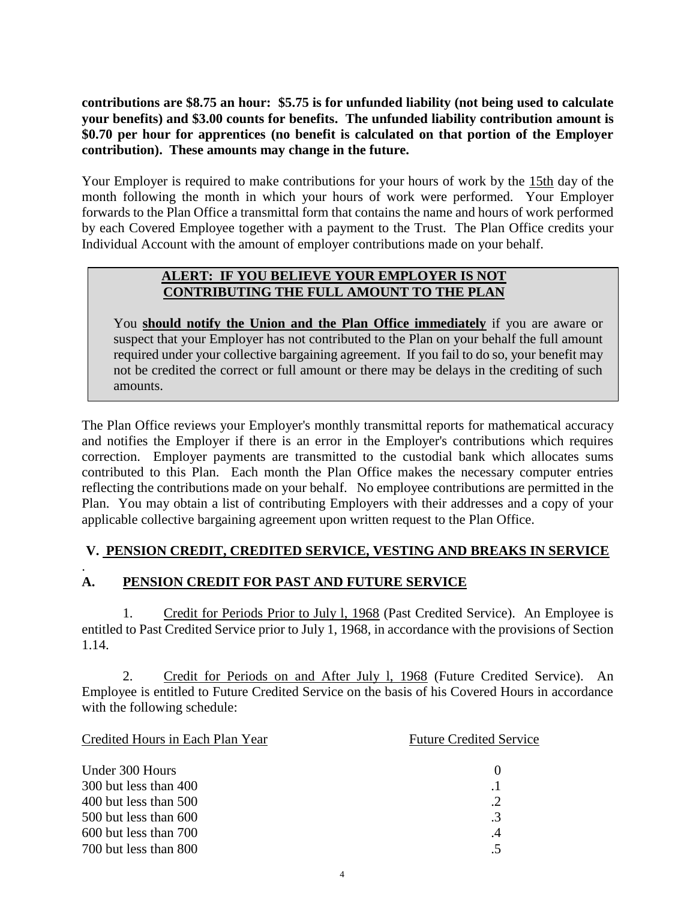**contributions are $8.75 an hour: $5.75 is for unfunded liability (not being used to calculate your benefits) and $3.00 counts for benefits. The unfunded liability contribution amount is $0.70 per hour for apprentices (no benefit is calculated on that portion of the Employer contribution). These amounts may change in the future.**

Your Employer is required to make contributions for your hours of work by the 15th day of the month following the month in which your hours of work were performed. Your Employer forwards to the Plan Office a transmittal form that contains the name and hours of work performed by each Covered Employee together with a payment to the Trust. The Plan Office credits your Individual Account with the amount of employer contributions made on your behalf.

> **ALERT: IF YOU BELIEVE YOUR EMPLOYER IS NOT CONTRIBUTING THE FULL AMOUNT TO THE PLAN**
>
> You **should notify the Union and the Plan Office immediately** if you are aware or suspect that your Employer has not contributed to the Plan on your behalf the full amount required under your collective bargaining agreement. If you fail to do so, your benefit may not be credited the correct or full amount or there may be delays in the crediting of such amounts.

The Plan Office reviews your Employer's monthly transmittal reports for mathematical accuracy and notifies the Employer if there is an error in the Employer's contributions which requires correction. Employer payments are transmitted to the custodial bank which allocates sums contributed to this Plan. Each month the Plan Office makes the necessary computer entries reflecting the contributions made on your behalf. No employee contributions are permitted in the Plan. You may obtain a list of contributing Employers with their addresses and a copy of your applicable collective bargaining agreement upon written request to the Plan Office.

## V. PENSION CREDIT, CREDITED SERVICE, VESTING AND BREAKS IN SERVICE

### A. PENSION CREDIT FOR PAST AND FUTURE SERVICE

1. Credit for Periods Prior to July l, 1968 (Past Credited Service). An Employee is entitled to Past Credited Service prior to July 1, 1968, in accordance with the provisions of Section 1.14.

2. Credit for Periods on and After July l, 1968 (Future Credited Service). An Employee is entitled to Future Credited Service on the basis of his Covered Hours in accordance with the following schedule:

| Credited Hours in Each Plan Year | Future Credited Service |
|---|---|
| Under 300 Hours | 0 |
| 300 but less than 400 | .1 |
| 400 but less than 500 | .2 |
| 500 but less than 600 | .3 |
| 600 but less than 700 | .4 |
| 700 but less than 800 | .5 |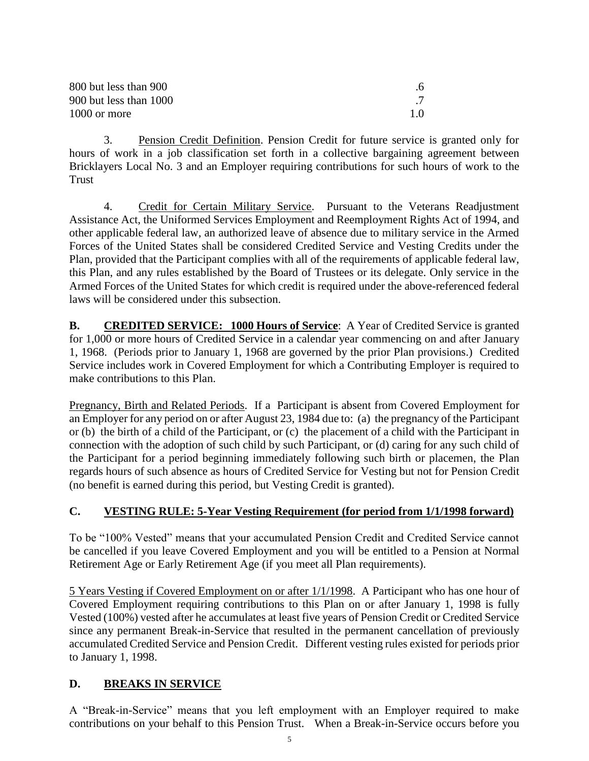| | |
|---|---|
| 800 but less than 900 | .6 |
| 900 but less than 1000 | .7 |
| 1000 or more | 1.0 |

3. Pension Credit Definition. Pension Credit for future service is granted only for hours of work in a job classification set forth in a collective bargaining agreement between Bricklayers Local No. 3 and an Employer requiring contributions for such hours of work to the Trust

4. Credit for Certain Military Service. Pursuant to the Veterans Readjustment Assistance Act, the Uniformed Services Employment and Reemployment Rights Act of 1994, and other applicable federal law, an authorized leave of absence due to military service in the Armed Forces of the United States shall be considered Credited Service and Vesting Credits under the Plan, provided that the Participant complies with all of the requirements of applicable federal law, this Plan, and any rules established by the Board of Trustees or its delegate. Only service in the Armed Forces of the United States for which credit is required under the above-referenced federal laws will be considered under this subsection.

**B. CREDITED SERVICE: 1000 Hours of Service**: A Year of Credited Service is granted for 1,000 or more hours of Credited Service in a calendar year commencing on and after January 1, 1968. (Periods prior to January 1, 1968 are governed by the prior Plan provisions.) Credited Service includes work in Covered Employment for which a Contributing Employer is required to make contributions to this Plan.

Pregnancy, Birth and Related Periods. If a Participant is absent from Covered Employment for an Employer for any period on or after August 23, 1984 due to: (a) the pregnancy of the Participant or (b) the birth of a child of the Participant, or (c) the placement of a child with the Participant in connection with the adoption of such child by such Participant, or (d) caring for any such child of the Participant for a period beginning immediately following such birth or placemen, the Plan regards hours of such absence as hours of Credited Service for Vesting but not for Pension Credit (no benefit is earned during this period, but Vesting Credit is granted).

## C. VESTING RULE: 5-Year Vesting Requirement (for period from 1/1/1998 forward)

To be "100% Vested" means that your accumulated Pension Credit and Credited Service cannot be cancelled if you leave Covered Employment and you will be entitled to a Pension at Normal Retirement Age or Early Retirement Age (if you meet all Plan requirements).

5 Years Vesting if Covered Employment on or after 1/1/1998. A Participant who has one hour of Covered Employment requiring contributions to this Plan on or after January 1, 1998 is fully Vested (100%) vested after he accumulates at least five years of Pension Credit or Credited Service since any permanent Break-in-Service that resulted in the permanent cancellation of previously accumulated Credited Service and Pension Credit. Different vesting rules existed for periods prior to January 1, 1998.

## D. BREAKS IN SERVICE

A "Break-in-Service" means that you left employment with an Employer required to make contributions on your behalf to this Pension Trust. When a Break-in-Service occurs before you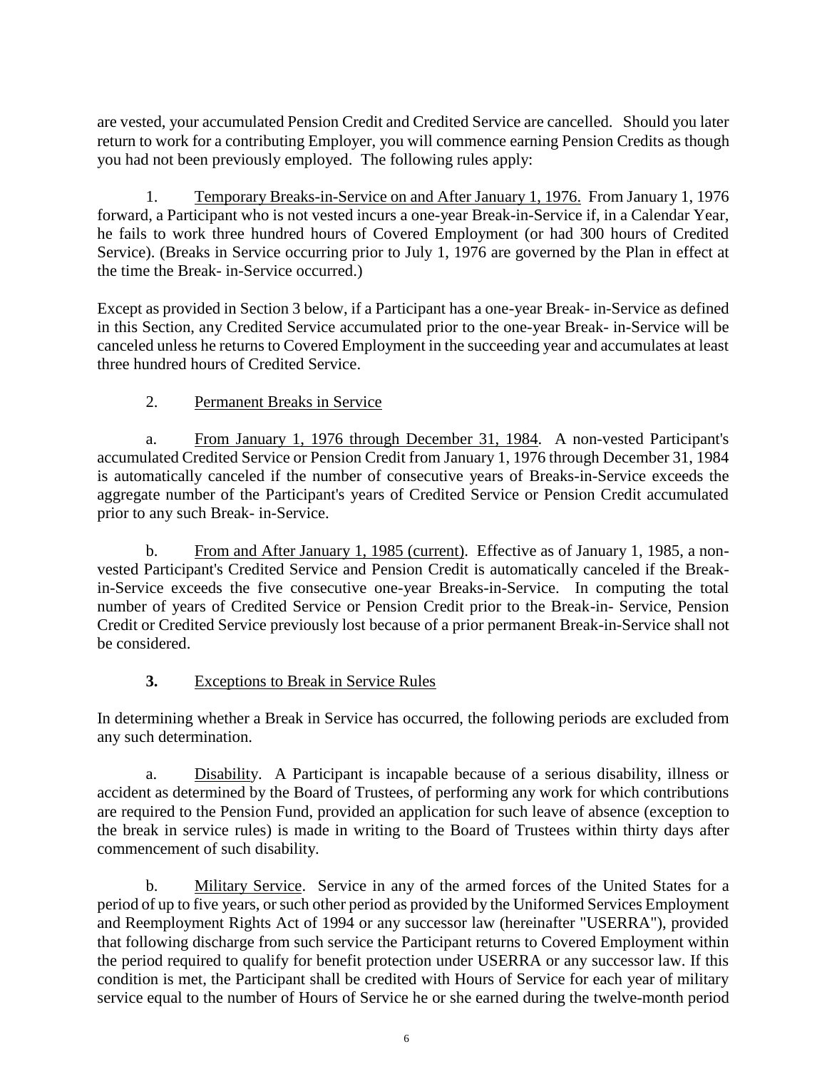are vested, your accumulated Pension Credit and Credited Service are cancelled. Should you later return to work for a contributing Employer, you will commence earning Pension Credits as though you had not been previously employed. The following rules apply:

1. Temporary Breaks-in-Service on and After January 1, 1976. From January 1, 1976 forward, a Participant who is not vested incurs a one-year Break-in-Service if, in a Calendar Year, he fails to work three hundred hours of Covered Employment (or had 300 hours of Credited Service). (Breaks in Service occurring prior to July 1, 1976 are governed by the Plan in effect at the time the Break- in-Service occurred.)

Except as provided in Section 3 below, if a Participant has a one-year Break- in-Service as defined in this Section, any Credited Service accumulated prior to the one-year Break- in-Service will be canceled unless he returns to Covered Employment in the succeeding year and accumulates at least three hundred hours of Credited Service.

2. Permanent Breaks in Service

a. From January 1, 1976 through December 31, 1984. A non-vested Participant's accumulated Credited Service or Pension Credit from January 1, 1976 through December 31, 1984 is automatically canceled if the number of consecutive years of Breaks-in-Service exceeds the aggregate number of the Participant's years of Credited Service or Pension Credit accumulated prior to any such Break- in-Service.

b. From and After January 1, 1985 (current). Effective as of January 1, 1985, a non-vested Participant's Credited Service and Pension Credit is automatically canceled if the Break-in-Service exceeds the five consecutive one-year Breaks-in-Service. In computing the total number of years of Credited Service or Pension Credit prior to the Break-in- Service, Pension Credit or Credited Service previously lost because of a prior permanent Break-in-Service shall not be considered.

**3.** Exceptions to Break in Service Rules

In determining whether a Break in Service has occurred, the following periods are excluded from any such determination.

a. Disability. A Participant is incapable because of a serious disability, illness or accident as determined by the Board of Trustees, of performing any work for which contributions are required to the Pension Fund, provided an application for such leave of absence (exception to the break in service rules) is made in writing to the Board of Trustees within thirty days after commencement of such disability.

b. Military Service. Service in any of the armed forces of the United States for a period of up to five years, or such other period as provided by the Uniformed Services Employment and Reemployment Rights Act of 1994 or any successor law (hereinafter "USERRA"), provided that following discharge from such service the Participant returns to Covered Employment within the period required to qualify for benefit protection under USERRA or any successor law. If this condition is met, the Participant shall be credited with Hours of Service for each year of military service equal to the number of Hours of Service he or she earned during the twelve-month period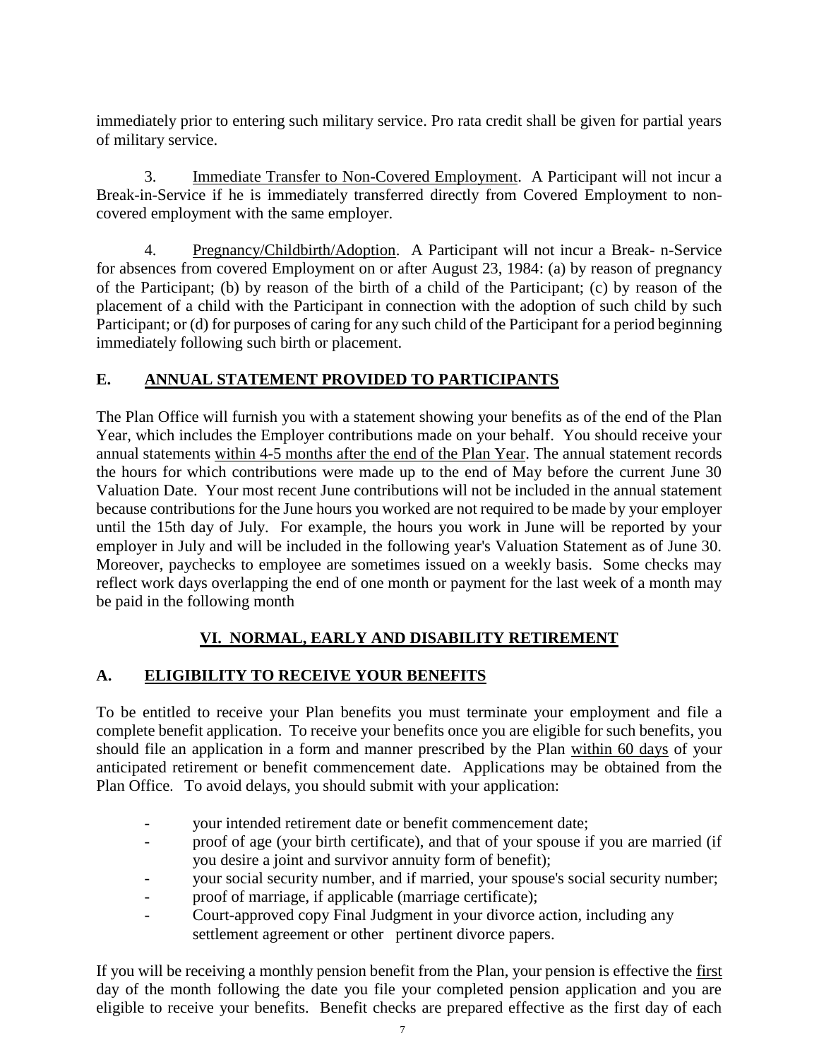immediately prior to entering such military service. Pro rata credit shall be given for partial years of military service.

3. Immediate Transfer to Non-Covered Employment. A Participant will not incur a Break-in-Service if he is immediately transferred directly from Covered Employment to non-covered employment with the same employer.

4. Pregnancy/Childbirth/Adoption. A Participant will not incur a Break- n-Service for absences from covered Employment on or after August 23, 1984: (a) by reason of pregnancy of the Participant; (b) by reason of the birth of a child of the Participant; (c) by reason of the placement of a child with the Participant in connection with the adoption of such child by such Participant; or (d) for purposes of caring for any such child of the Participant for a period beginning immediately following such birth or placement.

## E. ANNUAL STATEMENT PROVIDED TO PARTICIPANTS

The Plan Office will furnish you with a statement showing your benefits as of the end of the Plan Year, which includes the Employer contributions made on your behalf. You should receive your annual statements within 4-5 months after the end of the Plan Year. The annual statement records the hours for which contributions were made up to the end of May before the current June 30 Valuation Date. Your most recent June contributions will not be included in the annual statement because contributions for the June hours you worked are not required to be made by your employer until the 15th day of July. For example, the hours you work in June will be reported by your employer in July and will be included in the following year's Valuation Statement as of June 30. Moreover, paychecks to employee are sometimes issued on a weekly basis. Some checks may reflect work days overlapping the end of one month or payment for the last week of a month may be paid in the following month

# VI. NORMAL, EARLY AND DISABILITY RETIREMENT

## A. ELIGIBILITY TO RECEIVE YOUR BENEFITS

To be entitled to receive your Plan benefits you must terminate your employment and file a complete benefit application. To receive your benefits once you are eligible for such benefits, you should file an application in a form and manner prescribed by the Plan within 60 days of your anticipated retirement or benefit commencement date. Applications may be obtained from the Plan Office. To avoid delays, you should submit with your application:

- your intended retirement date or benefit commencement date;
- proof of age (your birth certificate), and that of your spouse if you are married (if you desire a joint and survivor annuity form of benefit);
- your social security number, and if married, your spouse's social security number;
- proof of marriage, if applicable (marriage certificate);
- Court-approved copy Final Judgment in your divorce action, including any settlement agreement or other pertinent divorce papers.

If you will be receiving a monthly pension benefit from the Plan, your pension is effective the first day of the month following the date you file your completed pension application and you are eligible to receive your benefits. Benefit checks are prepared effective as the first day of each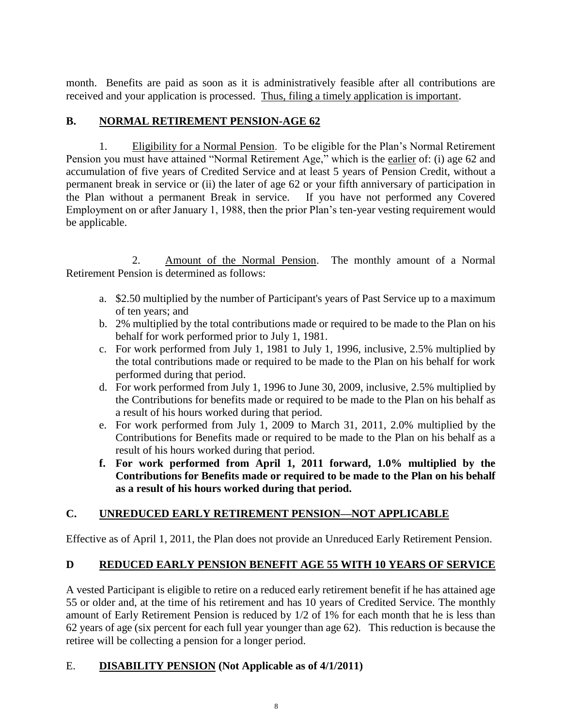month. Benefits are paid as soon as it is administratively feasible after all contributions are received and your application is processed. Thus, filing a timely application is important.

## B. NORMAL RETIREMENT PENSION-AGE 62

1. Eligibility for a Normal Pension. To be eligible for the Plan's Normal Retirement Pension you must have attained "Normal Retirement Age," which is the earlier of: (i) age 62 and accumulation of five years of Credited Service and at least 5 years of Pension Credit, without a permanent break in service or (ii) the later of age 62 or your fifth anniversary of participation in the Plan without a permanent Break in service. If you have not performed any Covered Employment on or after January 1, 1988, then the prior Plan's ten-year vesting requirement would be applicable.

2. Amount of the Normal Pension. The monthly amount of a Normal Retirement Pension is determined as follows:

a. $2.50 multiplied by the number of Participant's years of Past Service up to a maximum of ten years; and
b. 2% multiplied by the total contributions made or required to be made to the Plan on his behalf for work performed prior to July 1, 1981.
c. For work performed from July 1, 1981 to July 1, 1996, inclusive, 2.5% multiplied by the total contributions made or required to be made to the Plan on his behalf for work performed during that period.
d. For work performed from July 1, 1996 to June 30, 2009, inclusive, 2.5% multiplied by the Contributions for benefits made or required to be made to the Plan on his behalf as a result of his hours worked during that period.
e. For work performed from July 1, 2009 to March 31, 2011, 2.0% multiplied by the Contributions for Benefits made or required to be made to the Plan on his behalf as a result of his hours worked during that period.
f. **For work performed from April 1, 2011 forward, 1.0% multiplied by the Contributions for Benefits made or required to be made to the Plan on his behalf as a result of his hours worked during that period.**

## C. UNREDUCED EARLY RETIREMENT PENSION—NOT APPLICABLE

Effective as of April 1, 2011, the Plan does not provide an Unreduced Early Retirement Pension.

## D REDUCED EARLY PENSION BENEFIT AGE 55 WITH 10 YEARS OF SERVICE

A vested Participant is eligible to retire on a reduced early retirement benefit if he has attained age 55 or older and, at the time of his retirement and has 10 years of Credited Service. The monthly amount of Early Retirement Pension is reduced by 1/2 of 1% for each month that he is less than 62 years of age (six percent for each full year younger than age 62). This reduction is because the retiree will be collecting a pension for a longer period.

## E. DISABILITY PENSION (Not Applicable as of 4/1/2011)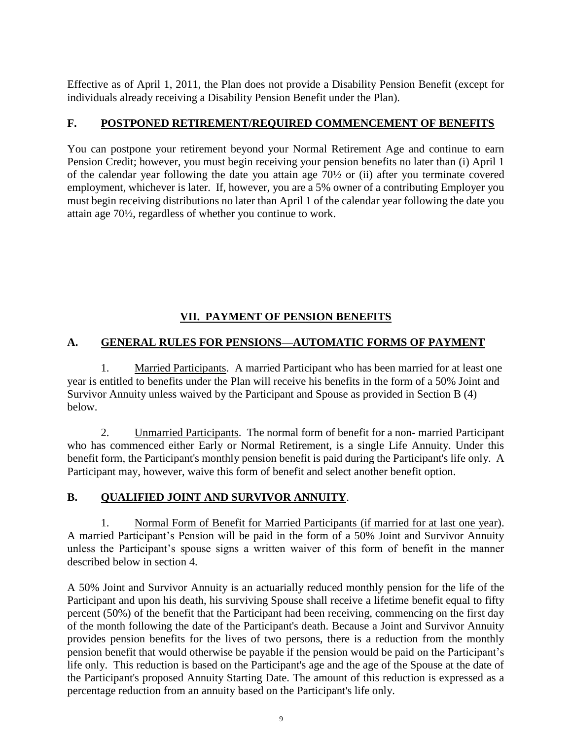Effective as of April 1, 2011, the Plan does not provide a Disability Pension Benefit (except for individuals already receiving a Disability Pension Benefit under the Plan).

## F. POSTPONED RETIREMENT/REQUIRED COMMENCEMENT OF BENEFITS

You can postpone your retirement beyond your Normal Retirement Age and continue to earn Pension Credit; however, you must begin receiving your pension benefits no later than (i) April 1 of the calendar year following the date you attain age 70½ or (ii) after you terminate covered employment, whichever is later. If, however, you are a 5% owner of a contributing Employer you must begin receiving distributions no later than April 1 of the calendar year following the date you attain age 70½, regardless of whether you continue to work.

# VII. PAYMENT OF PENSION BENEFITS

## A. GENERAL RULES FOR PENSIONS—AUTOMATIC FORMS OF PAYMENT

1. Married Participants. A married Participant who has been married for at least one year is entitled to benefits under the Plan will receive his benefits in the form of a 50% Joint and Survivor Annuity unless waived by the Participant and Spouse as provided in Section B (4) below.

2. Unmarried Participants. The normal form of benefit for a non- married Participant who has commenced either Early or Normal Retirement, is a single Life Annuity. Under this benefit form, the Participant's monthly pension benefit is paid during the Participant's life only. A Participant may, however, waive this form of benefit and select another benefit option.

## B. QUALIFIED JOINT AND SURVIVOR ANNUITY.

1. Normal Form of Benefit for Married Participants (if married for at last one year). A married Participant's Pension will be paid in the form of a 50% Joint and Survivor Annuity unless the Participant's spouse signs a written waiver of this form of benefit in the manner described below in section 4.

A 50% Joint and Survivor Annuity is an actuarially reduced monthly pension for the life of the Participant and upon his death, his surviving Spouse shall receive a lifetime benefit equal to fifty percent (50%) of the benefit that the Participant had been receiving, commencing on the first day of the month following the date of the Participant's death. Because a Joint and Survivor Annuity provides pension benefits for the lives of two persons, there is a reduction from the monthly pension benefit that would otherwise be payable if the pension would be paid on the Participant's life only. This reduction is based on the Participant's age and the age of the Spouse at the date of the Participant's proposed Annuity Starting Date. The amount of this reduction is expressed as a percentage reduction from an annuity based on the Participant's life only.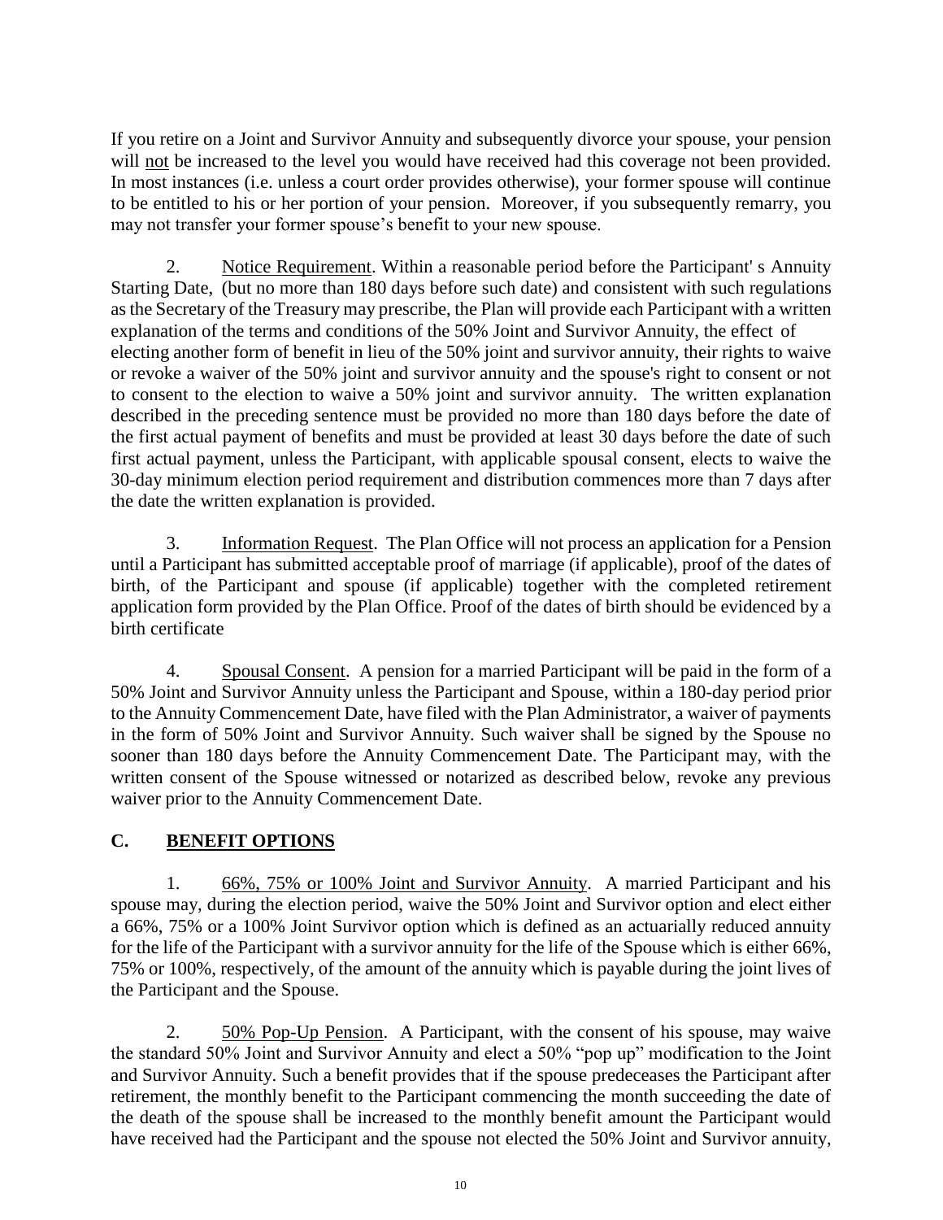If you retire on a Joint and Survivor Annuity and subsequently divorce your spouse, your pension will not be increased to the level you would have received had this coverage not been provided. In most instances (i.e. unless a court order provides otherwise), your former spouse will continue to be entitled to his or her portion of your pension. Moreover, if you subsequently remarry, you may not transfer your former spouse's benefit to your new spouse.

2. Notice Requirement. Within a reasonable period before the Participant' s Annuity Starting Date, (but no more than 180 days before such date) and consistent with such regulations as the Secretary of the Treasury may prescribe, the Plan will provide each Participant with a written explanation of the terms and conditions of the 50% Joint and Survivor Annuity, the effect of electing another form of benefit in lieu of the 50% joint and survivor annuity, their rights to waive or revoke a waiver of the 50% joint and survivor annuity and the spouse's right to consent or not to consent to the election to waive a 50% joint and survivor annuity. The written explanation described in the preceding sentence must be provided no more than 180 days before the date of the first actual payment of benefits and must be provided at least 30 days before the date of such first actual payment, unless the Participant, with applicable spousal consent, elects to waive the 30-day minimum election period requirement and distribution commences more than 7 days after the date the written explanation is provided.

3. Information Request. The Plan Office will not process an application for a Pension until a Participant has submitted acceptable proof of marriage (if applicable), proof of the dates of birth, of the Participant and spouse (if applicable) together with the completed retirement application form provided by the Plan Office. Proof of the dates of birth should be evidenced by a birth certificate

4. Spousal Consent. A pension for a married Participant will be paid in the form of a 50% Joint and Survivor Annuity unless the Participant and Spouse, within a 180-day period prior to the Annuity Commencement Date, have filed with the Plan Administrator, a waiver of payments in the form of 50% Joint and Survivor Annuity. Such waiver shall be signed by the Spouse no sooner than 180 days before the Annuity Commencement Date. The Participant may, with the written consent of the Spouse witnessed or notarized as described below, revoke any previous waiver prior to the Annuity Commencement Date.

## C. BENEFIT OPTIONS

1. 66%, 75% or 100% Joint and Survivor Annuity. A married Participant and his spouse may, during the election period, waive the 50% Joint and Survivor option and elect either a 66%, 75% or a 100% Joint Survivor option which is defined as an actuarially reduced annuity for the life of the Participant with a survivor annuity for the life of the Spouse which is either 66%, 75% or 100%, respectively, of the amount of the annuity which is payable during the joint lives of the Participant and the Spouse.

2. 50% Pop-Up Pension. A Participant, with the consent of his spouse, may waive the standard 50% Joint and Survivor Annuity and elect a 50% "pop up" modification to the Joint and Survivor Annuity. Such a benefit provides that if the spouse predeceases the Participant after retirement, the monthly benefit to the Participant commencing the month succeeding the date of the death of the spouse shall be increased to the monthly benefit amount the Participant would have received had the Participant and the spouse not elected the 50% Joint and Survivor annuity,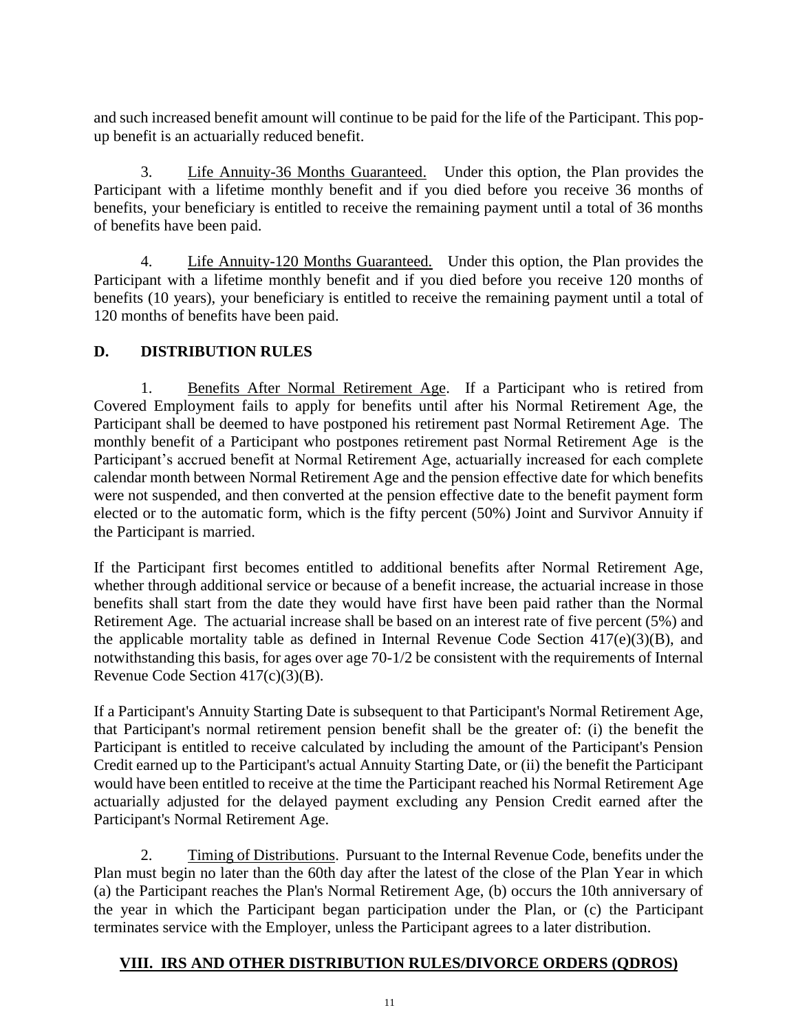and such increased benefit amount will continue to be paid for the life of the Participant. This pop-up benefit is an actuarially reduced benefit.

3. Life Annuity-36 Months Guaranteed. Under this option, the Plan provides the Participant with a lifetime monthly benefit and if you died before you receive 36 months of benefits, your beneficiary is entitled to receive the remaining payment until a total of 36 months of benefits have been paid.

4. Life Annuity-120 Months Guaranteed. Under this option, the Plan provides the Participant with a lifetime monthly benefit and if you died before you receive 120 months of benefits (10 years), your beneficiary is entitled to receive the remaining payment until a total of 120 months of benefits have been paid.

### D. DISTRIBUTION RULES

1. Benefits After Normal Retirement Age. If a Participant who is retired from Covered Employment fails to apply for benefits until after his Normal Retirement Age, the Participant shall be deemed to have postponed his retirement past Normal Retirement Age. The monthly benefit of a Participant who postpones retirement past Normal Retirement Age is the Participant's accrued benefit at Normal Retirement Age, actuarially increased for each complete calendar month between Normal Retirement Age and the pension effective date for which benefits were not suspended, and then converted at the pension effective date to the benefit payment form elected or to the automatic form, which is the fifty percent (50%) Joint and Survivor Annuity if the Participant is married.

If the Participant first becomes entitled to additional benefits after Normal Retirement Age, whether through additional service or because of a benefit increase, the actuarial increase in those benefits shall start from the date they would have first have been paid rather than the Normal Retirement Age. The actuarial increase shall be based on an interest rate of five percent (5%) and the applicable mortality table as defined in Internal Revenue Code Section 417(e)(3)(B), and notwithstanding this basis, for ages over age 70-1/2 be consistent with the requirements of Internal Revenue Code Section 417(c)(3)(B).

If a Participant's Annuity Starting Date is subsequent to that Participant's Normal Retirement Age, that Participant's normal retirement pension benefit shall be the greater of: (i) the benefit the Participant is entitled to receive calculated by including the amount of the Participant's Pension Credit earned up to the Participant's actual Annuity Starting Date, or (ii) the benefit the Participant would have been entitled to receive at the time the Participant reached his Normal Retirement Age actuarially adjusted for the delayed payment excluding any Pension Credit earned after the Participant's Normal Retirement Age.

2. Timing of Distributions. Pursuant to the Internal Revenue Code, benefits under the Plan must begin no later than the 60th day after the latest of the close of the Plan Year in which (a) the Participant reaches the Plan's Normal Retirement Age, (b) occurs the 10th anniversary of the year in which the Participant began participation under the Plan, or (c) the Participant terminates service with the Employer, unless the Participant agrees to a later distribution.

## VIII. IRS AND OTHER DISTRIBUTION RULES/DIVORCE ORDERS (QDROS)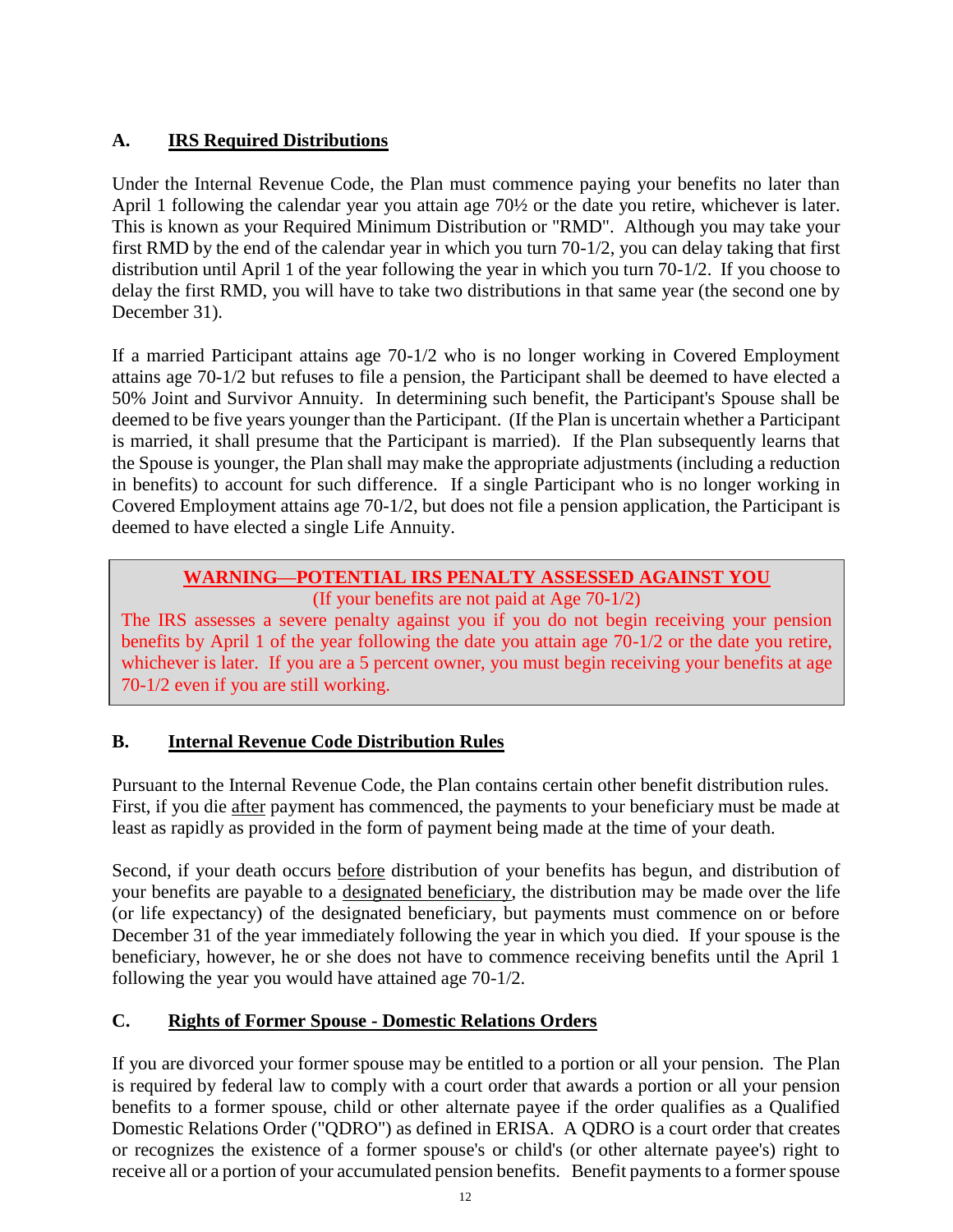## A. IRS Required Distributions

Under the Internal Revenue Code, the Plan must commence paying your benefits no later than April 1 following the calendar year you attain age 70½ or the date you retire, whichever is later. This is known as your Required Minimum Distribution or "RMD". Although you may take your first RMD by the end of the calendar year in which you turn 70-1/2, you can delay taking that first distribution until April 1 of the year following the year in which you turn 70-1/2. If you choose to delay the first RMD, you will have to take two distributions in that same year (the second one by December 31).

If a married Participant attains age 70-1/2 who is no longer working in Covered Employment attains age 70-1/2 but refuses to file a pension, the Participant shall be deemed to have elected a 50% Joint and Survivor Annuity. In determining such benefit, the Participant's Spouse shall be deemed to be five years younger than the Participant. (If the Plan is uncertain whether a Participant is married, it shall presume that the Participant is married). If the Plan subsequently learns that the Spouse is younger, the Plan shall may make the appropriate adjustments (including a reduction in benefits) to account for such difference. If a single Participant who is no longer working in Covered Employment attains age 70-1/2, but does not file a pension application, the Participant is deemed to have elected a single Life Annuity.

> **WARNING—POTENTIAL IRS PENALTY ASSESSED AGAINST YOU**
> (If your benefits are not paid at Age 70-1/2)
> The IRS assesses a severe penalty against you if you do not begin receiving your pension benefits by April 1 of the year following the date you attain age 70-1/2 or the date you retire, whichever is later. If you are a 5 percent owner, you must begin receiving your benefits at age 70-1/2 even if you are still working.

## B. Internal Revenue Code Distribution Rules

Pursuant to the Internal Revenue Code, the Plan contains certain other benefit distribution rules. First, if you die after payment has commenced, the payments to your beneficiary must be made at least as rapidly as provided in the form of payment being made at the time of your death.

Second, if your death occurs before distribution of your benefits has begun, and distribution of your benefits are payable to a designated beneficiary, the distribution may be made over the life (or life expectancy) of the designated beneficiary, but payments must commence on or before December 31 of the year immediately following the year in which you died. If your spouse is the beneficiary, however, he or she does not have to commence receiving benefits until the April 1 following the year you would have attained age 70-1/2.

## C. Rights of Former Spouse - Domestic Relations Orders

If you are divorced your former spouse may be entitled to a portion or all your pension. The Plan is required by federal law to comply with a court order that awards a portion or all your pension benefits to a former spouse, child or other alternate payee if the order qualifies as a Qualified Domestic Relations Order ("QDRO") as defined in ERISA. A QDRO is a court order that creates or recognizes the existence of a former spouse's or child's (or other alternate payee's) right to receive all or a portion of your accumulated pension benefits. Benefit payments to a former spouse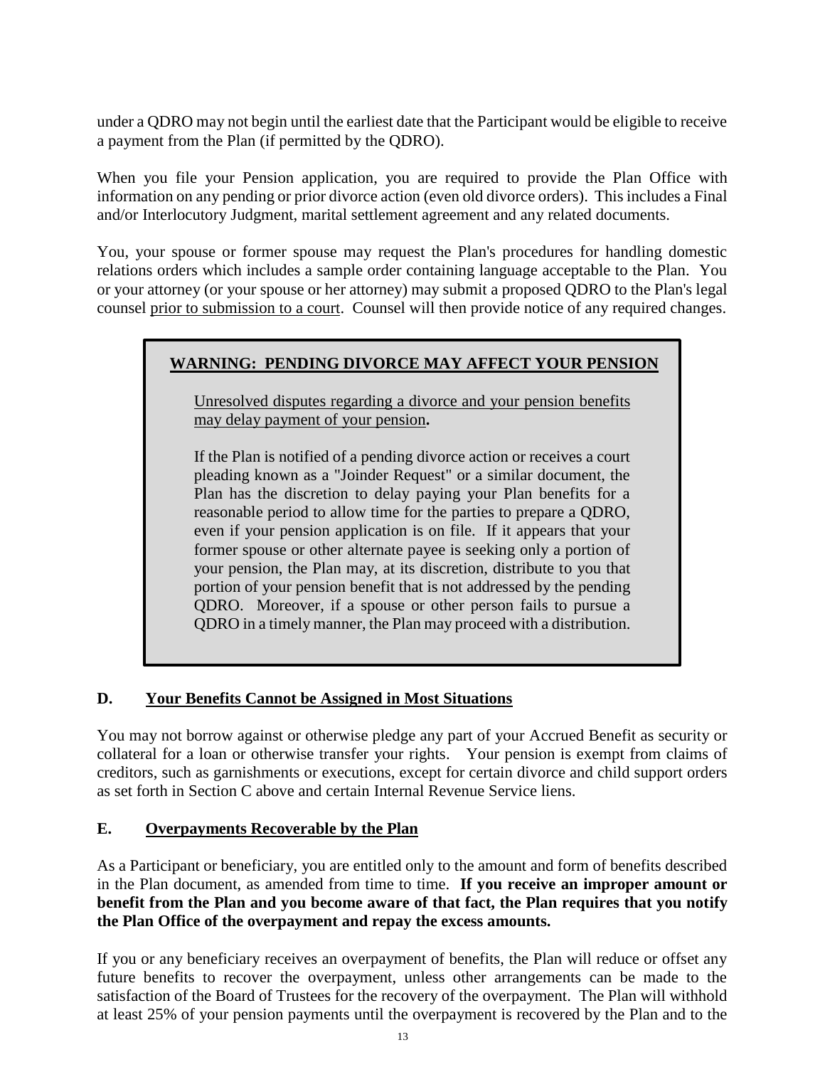under a QDRO may not begin until the earliest date that the Participant would be eligible to receive a payment from the Plan (if permitted by the QDRO).

When you file your Pension application, you are required to provide the Plan Office with information on any pending or prior divorce action (even old divorce orders). This includes a Final and/or Interlocutory Judgment, marital settlement agreement and any related documents.

You, your spouse or former spouse may request the Plan's procedures for handling domestic relations orders which includes a sample order containing language acceptable to the Plan. You or your attorney (or your spouse or her attorney) may submit a proposed QDRO to the Plan's legal counsel <u>prior to submission to a court</u>. Counsel will then provide notice of any required changes.

> **<u>WARNING: PENDING DIVORCE MAY AFFECT YOUR PENSION</u>**
>
> <u>Unresolved disputes regarding a divorce and your pension benefits may delay payment of your pension</u>**.**
>
> If the Plan is notified of a pending divorce action or receives a court pleading known as a "Joinder Request" or a similar document, the Plan has the discretion to delay paying your Plan benefits for a reasonable period to allow time for the parties to prepare a QDRO, even if your pension application is on file. If it appears that your former spouse or other alternate payee is seeking only a portion of your pension, the Plan may, at its discretion, distribute to you that portion of your pension benefit that is not addressed by the pending QDRO. Moreover, if a spouse or other person fails to pursue a QDRO in a timely manner, the Plan may proceed with a distribution.

### D. <u>Your Benefits Cannot be Assigned in Most Situations</u>

You may not borrow against or otherwise pledge any part of your Accrued Benefit as security or collateral for a loan or otherwise transfer your rights. Your pension is exempt from claims of creditors, such as garnishments or executions, except for certain divorce and child support orders as set forth in Section C above and certain Internal Revenue Service liens.

### E. <u>Overpayments Recoverable by the Plan</u>

As a Participant or beneficiary, you are entitled only to the amount and form of benefits described in the Plan document, as amended from time to time. **If you receive an improper amount or benefit from the Plan and you become aware of that fact, the Plan requires that you notify the Plan Office of the overpayment and repay the excess amounts.**

If you or any beneficiary receives an overpayment of benefits, the Plan will reduce or offset any future benefits to recover the overpayment, unless other arrangements can be made to the satisfaction of the Board of Trustees for the recovery of the overpayment. The Plan will withhold at least 25% of your pension payments until the overpayment is recovered by the Plan and to the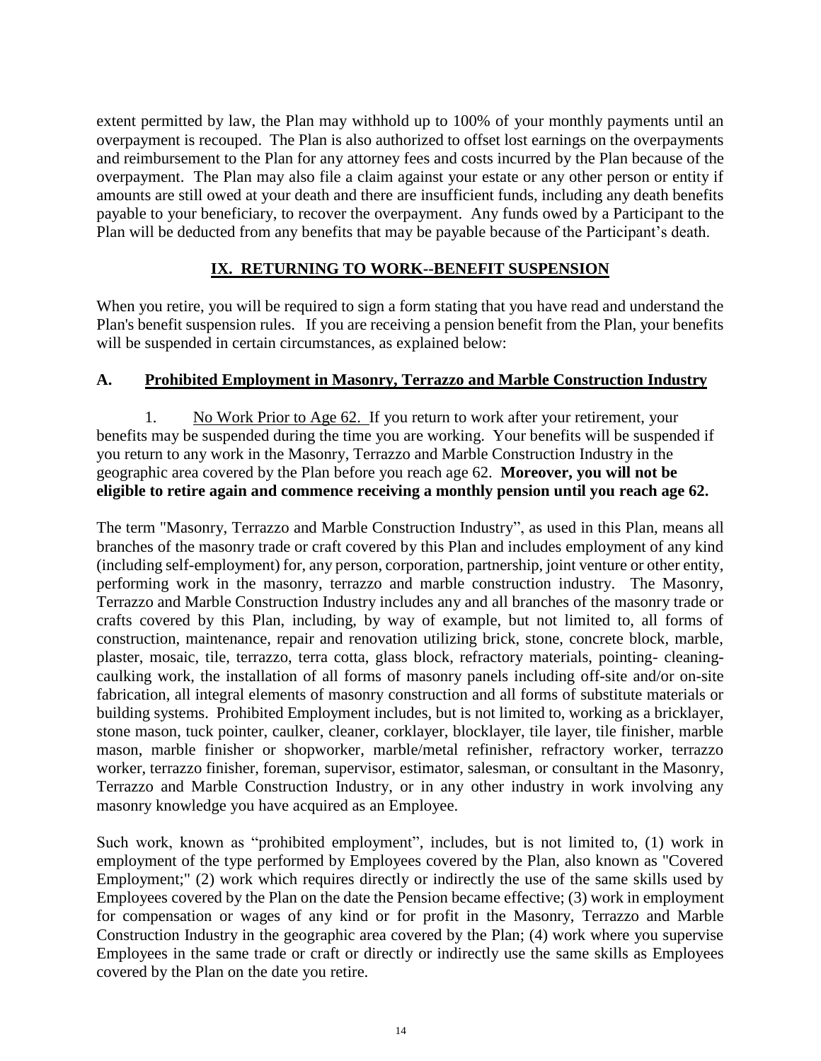extent permitted by law, the Plan may withhold up to 100% of your monthly payments until an overpayment is recouped. The Plan is also authorized to offset lost earnings on the overpayments and reimbursement to the Plan for any attorney fees and costs incurred by the Plan because of the overpayment. The Plan may also file a claim against your estate or any other person or entity if amounts are still owed at your death and there are insufficient funds, including any death benefits payable to your beneficiary, to recover the overpayment. Any funds owed by a Participant to the Plan will be deducted from any benefits that may be payable because of the Participant's death.

## IX. RETURNING TO WORK--BENEFIT SUSPENSION

When you retire, you will be required to sign a form stating that you have read and understand the Plan's benefit suspension rules. If you are receiving a pension benefit from the Plan, your benefits will be suspended in certain circumstances, as explained below:

### A. Prohibited Employment in Masonry, Terrazzo and Marble Construction Industry

1. No Work Prior to Age 62. If you return to work after your retirement, your benefits may be suspended during the time you are working. Your benefits will be suspended if you return to any work in the Masonry, Terrazzo and Marble Construction Industry in the geographic area covered by the Plan before you reach age 62. **Moreover, you will not be eligible to retire again and commence receiving a monthly pension until you reach age 62.**

The term "Masonry, Terrazzo and Marble Construction Industry", as used in this Plan, means all branches of the masonry trade or craft covered by this Plan and includes employment of any kind (including self-employment) for, any person, corporation, partnership, joint venture or other entity, performing work in the masonry, terrazzo and marble construction industry. The Masonry, Terrazzo and Marble Construction Industry includes any and all branches of the masonry trade or crafts covered by this Plan, including, by way of example, but not limited to, all forms of construction, maintenance, repair and renovation utilizing brick, stone, concrete block, marble, plaster, mosaic, tile, terrazzo, terra cotta, glass block, refractory materials, pointing- cleaning-caulking work, the installation of all forms of masonry panels including off-site and/or on-site fabrication, all integral elements of masonry construction and all forms of substitute materials or building systems. Prohibited Employment includes, but is not limited to, working as a bricklayer, stone mason, tuck pointer, caulker, cleaner, corklayer, blocklayer, tile layer, tile finisher, marble mason, marble finisher or shopworker, marble/metal refinisher, refractory worker, terrazzo worker, terrazzo finisher, foreman, supervisor, estimator, salesman, or consultant in the Masonry, Terrazzo and Marble Construction Industry, or in any other industry in work involving any masonry knowledge you have acquired as an Employee.

Such work, known as "prohibited employment", includes, but is not limited to, (1) work in employment of the type performed by Employees covered by the Plan, also known as "Covered Employment;" (2) work which requires directly or indirectly the use of the same skills used by Employees covered by the Plan on the date the Pension became effective; (3) work in employment for compensation or wages of any kind or for profit in the Masonry, Terrazzo and Marble Construction Industry in the geographic area covered by the Plan; (4) work where you supervise Employees in the same trade or craft or directly or indirectly use the same skills as Employees covered by the Plan on the date you retire.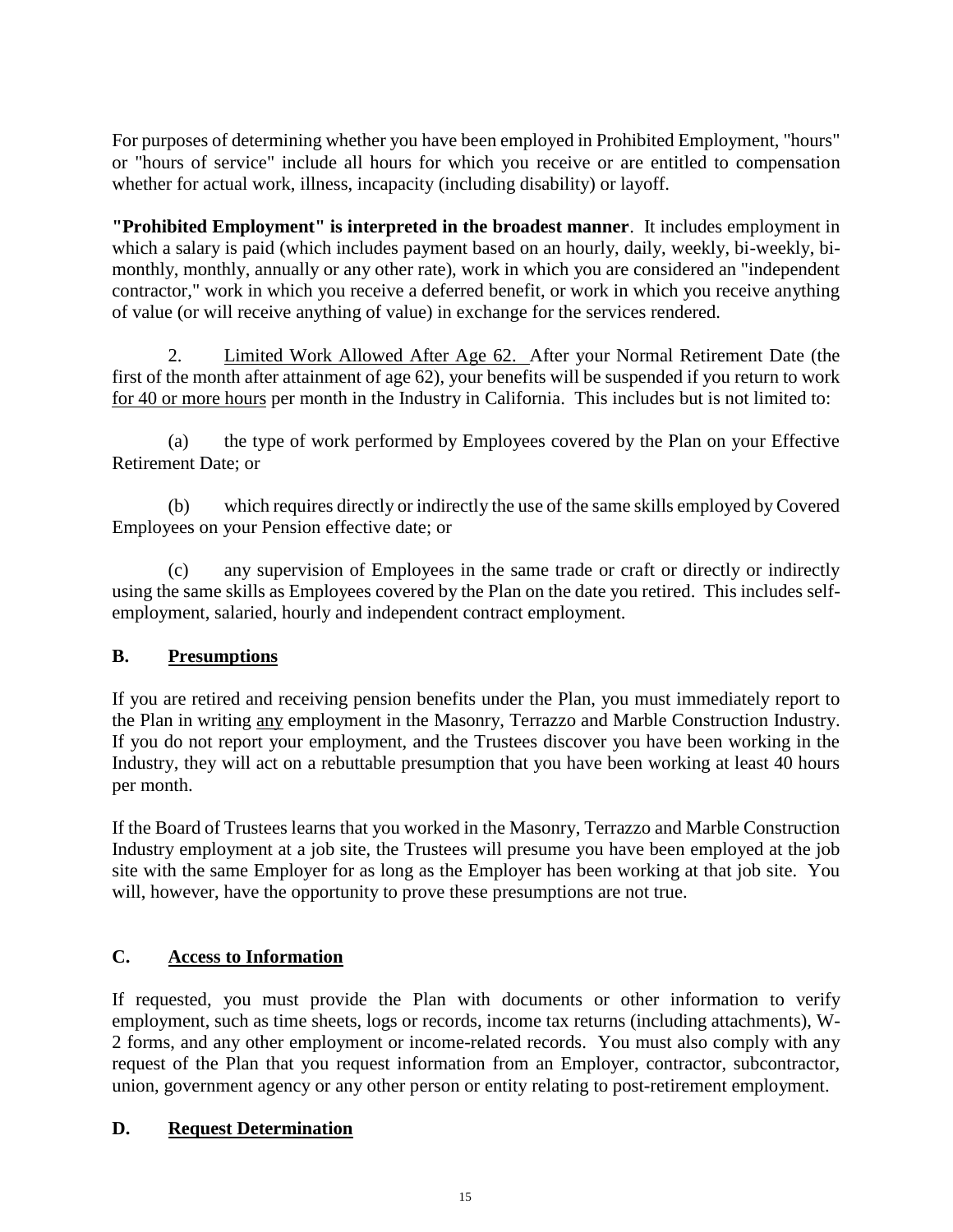For purposes of determining whether you have been employed in Prohibited Employment, "hours" or "hours of service" include all hours for which you receive or are entitled to compensation whether for actual work, illness, incapacity (including disability) or layoff.

**"Prohibited Employment" is interpreted in the broadest manner**. It includes employment in which a salary is paid (which includes payment based on an hourly, daily, weekly, bi-weekly, bi-monthly, monthly, annually or any other rate), work in which you are considered an "independent contractor," work in which you receive a deferred benefit, or work in which you receive anything of value (or will receive anything of value) in exchange for the services rendered.

2. <u>Limited Work Allowed After Age 62.</u> After your Normal Retirement Date (the first of the month after attainment of age 62), your benefits will be suspended if you return to work <u>for 40 or more hours</u> per month in the Industry in California. This includes but is not limited to:

(a) the type of work performed by Employees covered by the Plan on your Effective Retirement Date; or

(b) which requires directly or indirectly the use of the same skills employed by Covered Employees on your Pension effective date; or

(c) any supervision of Employees in the same trade or craft or directly or indirectly using the same skills as Employees covered by the Plan on the date you retired. This includes self-employment, salaried, hourly and independent contract employment.

## B. <u>Presumptions</u>

If you are retired and receiving pension benefits under the Plan, you must immediately report to the Plan in writing <u>any</u> employment in the Masonry, Terrazzo and Marble Construction Industry. If you do not report your employment, and the Trustees discover you have been working in the Industry, they will act on a rebuttable presumption that you have been working at least 40 hours per month.

If the Board of Trustees learns that you worked in the Masonry, Terrazzo and Marble Construction Industry employment at a job site, the Trustees will presume you have been employed at the job site with the same Employer for as long as the Employer has been working at that job site. You will, however, have the opportunity to prove these presumptions are not true.

## C. <u>Access to Information</u>

If requested, you must provide the Plan with documents or other information to verify employment, such as time sheets, logs or records, income tax returns (including attachments), W-2 forms, and any other employment or income-related records. You must also comply with any request of the Plan that you request information from an Employer, contractor, subcontractor, union, government agency or any other person or entity relating to post-retirement employment.

## D. <u>Request Determination</u>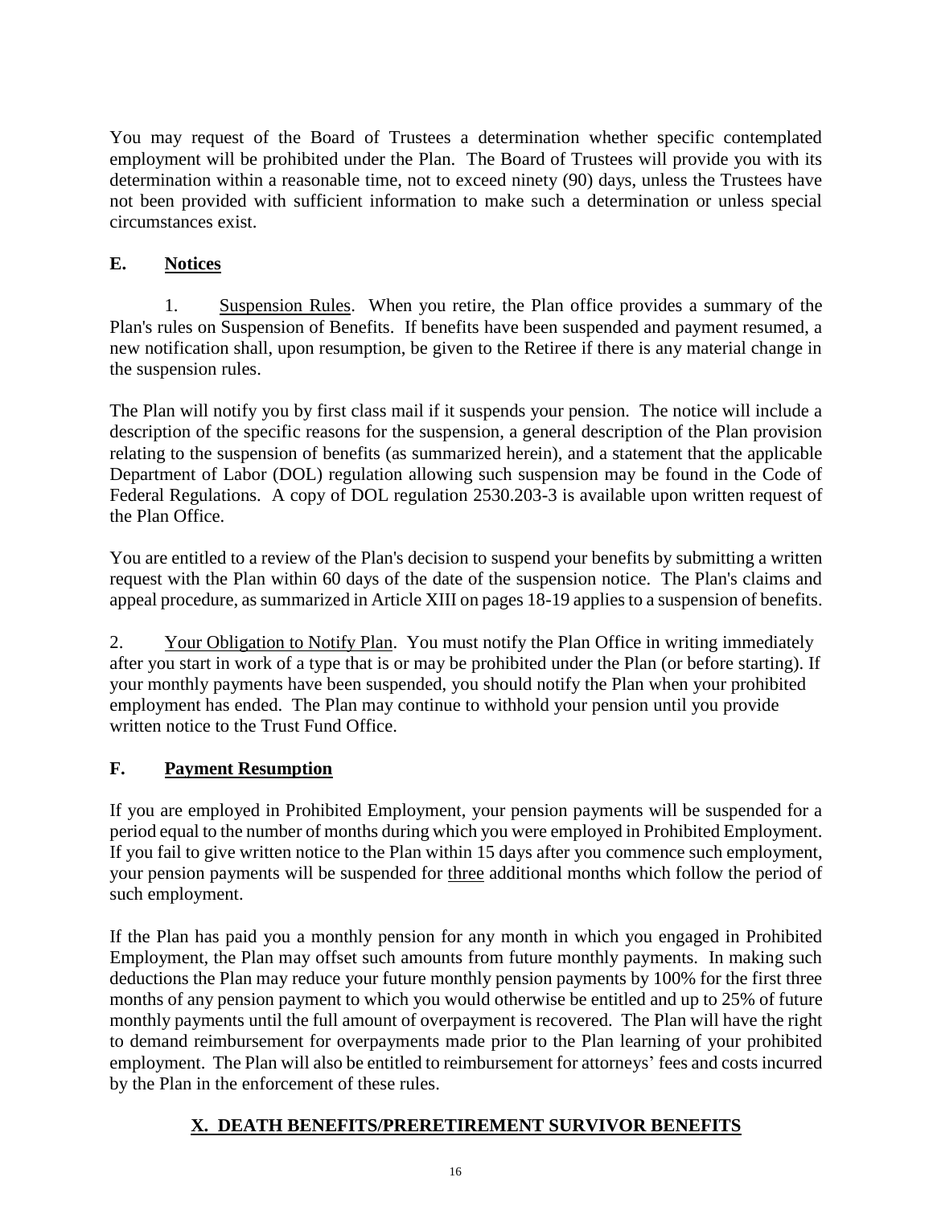You may request of the Board of Trustees a determination whether specific contemplated employment will be prohibited under the Plan. The Board of Trustees will provide you with its determination within a reasonable time, not to exceed ninety (90) days, unless the Trustees have not been provided with sufficient information to make such a determination or unless special circumstances exist.

### E. Notices

1. Suspension Rules. When you retire, the Plan office provides a summary of the Plan's rules on Suspension of Benefits. If benefits have been suspended and payment resumed, a new notification shall, upon resumption, be given to the Retiree if there is any material change in the suspension rules.

The Plan will notify you by first class mail if it suspends your pension. The notice will include a description of the specific reasons for the suspension, a general description of the Plan provision relating to the suspension of benefits (as summarized herein), and a statement that the applicable Department of Labor (DOL) regulation allowing such suspension may be found in the Code of Federal Regulations. A copy of DOL regulation 2530.203-3 is available upon written request of the Plan Office.

You are entitled to a review of the Plan's decision to suspend your benefits by submitting a written request with the Plan within 60 days of the date of the suspension notice. The Plan's claims and appeal procedure, as summarized in Article XIII on pages 18-19 applies to a suspension of benefits.

2. Your Obligation to Notify Plan. You must notify the Plan Office in writing immediately after you start in work of a type that is or may be prohibited under the Plan (or before starting). If your monthly payments have been suspended, you should notify the Plan when your prohibited employment has ended. The Plan may continue to withhold your pension until you provide written notice to the Trust Fund Office.

### F. Payment Resumption

If you are employed in Prohibited Employment, your pension payments will be suspended for a period equal to the number of months during which you were employed in Prohibited Employment. If you fail to give written notice to the Plan within 15 days after you commence such employment, your pension payments will be suspended for three additional months which follow the period of such employment.

If the Plan has paid you a monthly pension for any month in which you engaged in Prohibited Employment, the Plan may offset such amounts from future monthly payments. In making such deductions the Plan may reduce your future monthly pension payments by 100% for the first three months of any pension payment to which you would otherwise be entitled and up to 25% of future monthly payments until the full amount of overpayment is recovered. The Plan will have the right to demand reimbursement for overpayments made prior to the Plan learning of your prohibited employment. The Plan will also be entitled to reimbursement for attorneys' fees and costs incurred by the Plan in the enforcement of these rules.

## X. DEATH BENEFITS/PRERETIREMENT SURVIVOR BENEFITS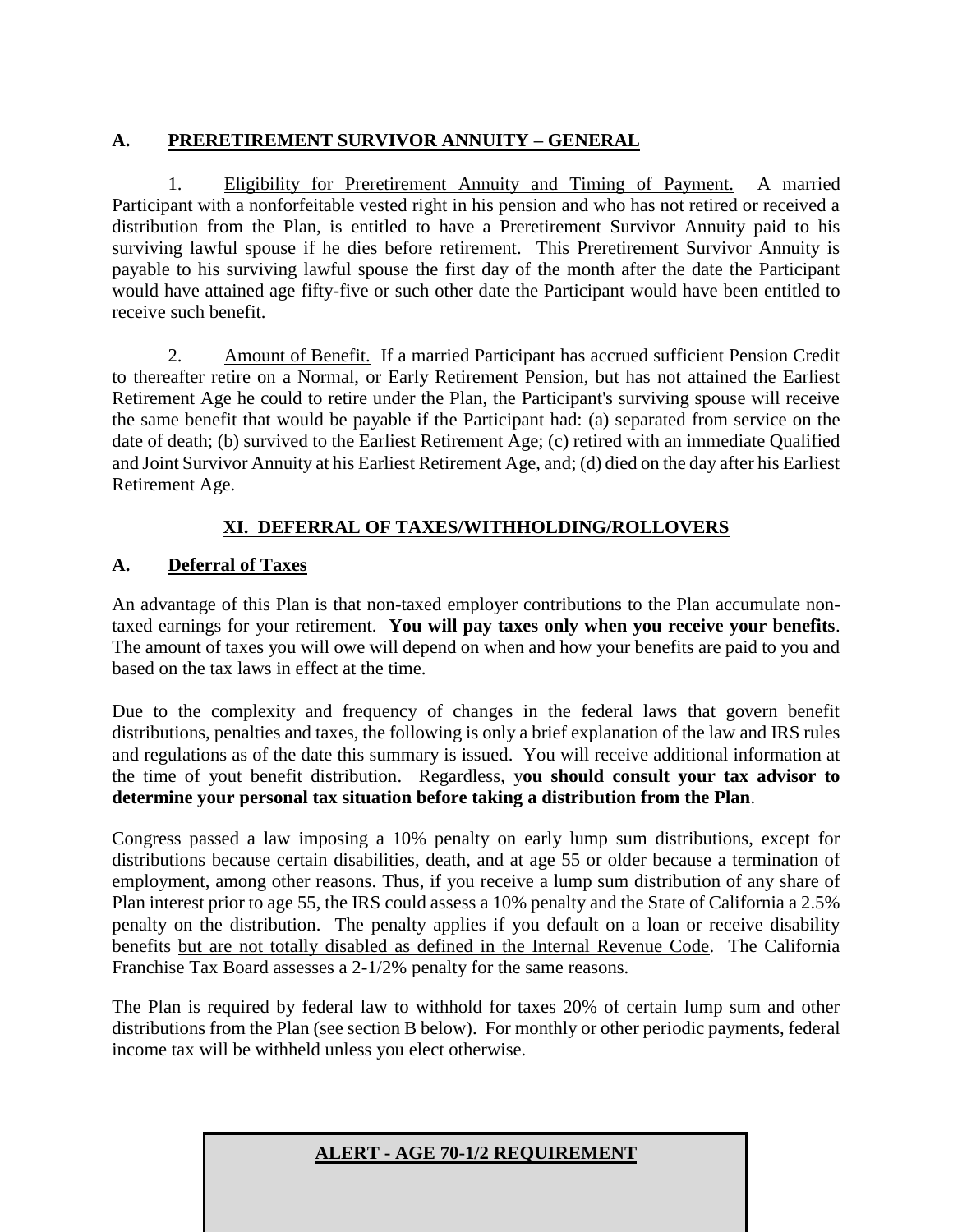## A. PRERETIREMENT SURVIVOR ANNUITY – GENERAL

1. Eligibility for Preretirement Annuity and Timing of Payment. A married Participant with a nonforfeitable vested right in his pension and who has not retired or received a distribution from the Plan, is entitled to have a Preretirement Survivor Annuity paid to his surviving lawful spouse if he dies before retirement. This Preretirement Survivor Annuity is payable to his surviving lawful spouse the first day of the month after the date the Participant would have attained age fifty-five or such other date the Participant would have been entitled to receive such benefit.

2. Amount of Benefit. If a married Participant has accrued sufficient Pension Credit to thereafter retire on a Normal, or Early Retirement Pension, but has not attained the Earliest Retirement Age he could to retire under the Plan, the Participant's surviving spouse will receive the same benefit that would be payable if the Participant had: (a) separated from service on the date of death; (b) survived to the Earliest Retirement Age; (c) retired with an immediate Qualified and Joint Survivor Annuity at his Earliest Retirement Age, and; (d) died on the day after his Earliest Retirement Age.

# XI. DEFERRAL OF TAXES/WITHHOLDING/ROLLOVERS

## A. Deferral of Taxes

An advantage of this Plan is that non-taxed employer contributions to the Plan accumulate non-taxed earnings for your retirement. **You will pay taxes only when you receive your benefits**. The amount of taxes you will owe will depend on when and how your benefits are paid to you and based on the tax laws in effect at the time.

Due to the complexity and frequency of changes in the federal laws that govern benefit distributions, penalties and taxes, the following is only a brief explanation of the law and IRS rules and regulations as of the date this summary is issued. You will receive additional information at the time of yout benefit distribution. Regardless, y**ou should consult your tax advisor to determine your personal tax situation before taking a distribution from the Plan**.

Congress passed a law imposing a 10% penalty on early lump sum distributions, except for distributions because certain disabilities, death, and at age 55 or older because a termination of employment, among other reasons. Thus, if you receive a lump sum distribution of any share of Plan interest prior to age 55, the IRS could assess a 10% penalty and the State of California a 2.5% penalty on the distribution. The penalty applies if you default on a loan or receive disability benefits but are not totally disabled as defined in the Internal Revenue Code. The California Franchise Tax Board assesses a 2-1/2% penalty for the same reasons.

The Plan is required by federal law to withhold for taxes 20% of certain lump sum and other distributions from the Plan (see section B below). For monthly or other periodic payments, federal income tax will be withheld unless you elect otherwise.

**ALERT - AGE 70-1/2 REQUIREMENT**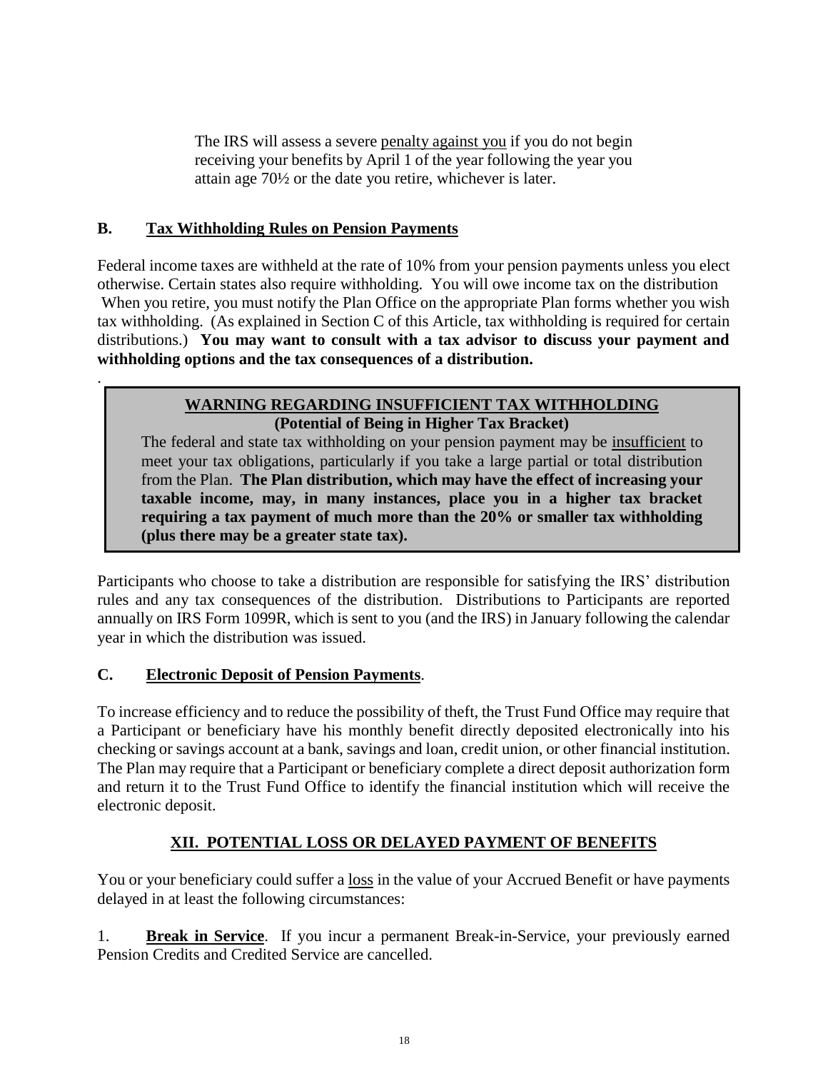The IRS will assess a severe penalty against you if you do not begin receiving your benefits by April 1 of the year following the year you attain age 70½ or the date you retire, whichever is later.

## B. Tax Withholding Rules on Pension Payments

Federal income taxes are withheld at the rate of 10% from your pension payments unless you elect otherwise. Certain states also require withholding. You will owe income tax on the distribution When you retire, you must notify the Plan Office on the appropriate Plan forms whether you wish tax withholding. (As explained in Section C of this Article, tax withholding is required for certain distributions.) **You may want to consult with a tax advisor to discuss your payment and withholding options and the tax consequences of a distribution.**

.

> **WARNING REGARDING INSUFFICIENT TAX WITHHOLDING**
> **(Potential of Being in Higher Tax Bracket)**
>
> The federal and state tax withholding on your pension payment may be insufficient to meet your tax obligations, particularly if you take a large partial or total distribution from the Plan. **The Plan distribution, which may have the effect of increasing your taxable income, may, in many instances, place you in a higher tax bracket requiring a tax payment of much more than the 20% or smaller tax withholding (plus there may be a greater state tax).**

Participants who choose to take a distribution are responsible for satisfying the IRS' distribution rules and any tax consequences of the distribution. Distributions to Participants are reported annually on IRS Form 1099R, which is sent to you (and the IRS) in January following the calendar year in which the distribution was issued.

## C. Electronic Deposit of Pension Payments.

To increase efficiency and to reduce the possibility of theft, the Trust Fund Office may require that a Participant or beneficiary have his monthly benefit directly deposited electronically into his checking or savings account at a bank, savings and loan, credit union, or other financial institution. The Plan may require that a Participant or beneficiary complete a direct deposit authorization form and return it to the Trust Fund Office to identify the financial institution which will receive the electronic deposit.

# XII. POTENTIAL LOSS OR DELAYED PAYMENT OF BENEFITS

You or your beneficiary could suffer a loss in the value of your Accrued Benefit or have payments delayed in at least the following circumstances:

1. **Break in Service**. If you incur a permanent Break-in-Service, your previously earned Pension Credits and Credited Service are cancelled.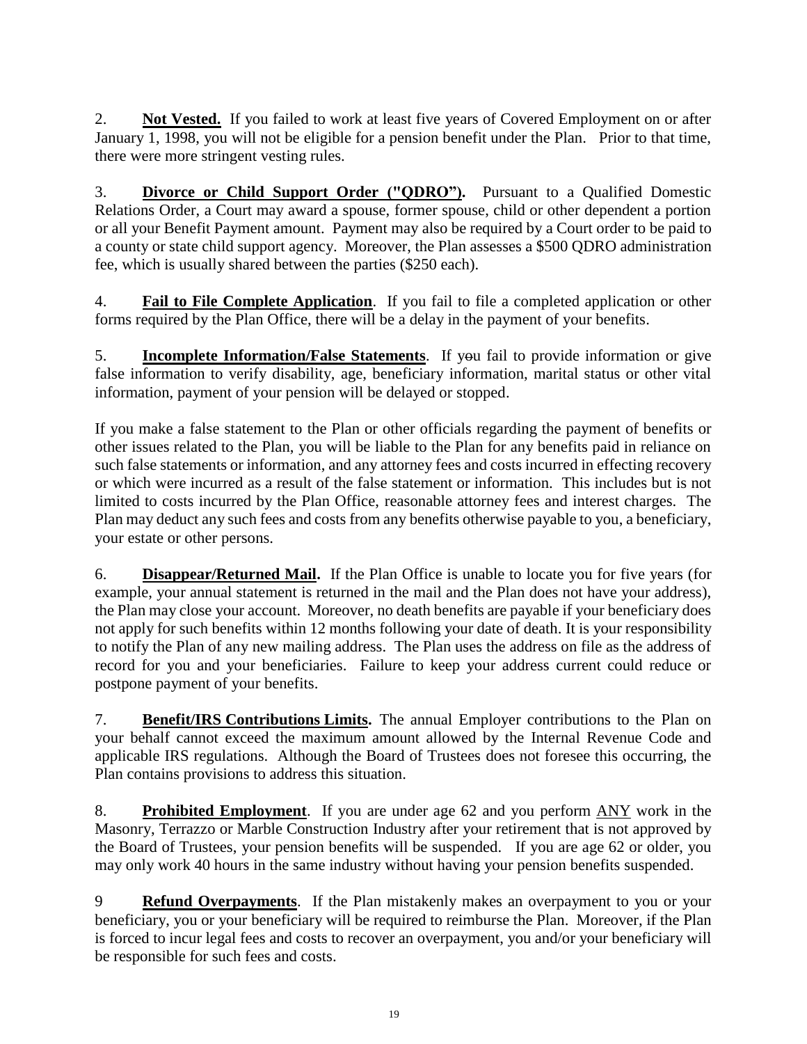2. **Not Vested.** If you failed to work at least five years of Covered Employment on or after January 1, 1998, you will not be eligible for a pension benefit under the Plan. Prior to that time, there were more stringent vesting rules.

3. **Divorce or Child Support Order ("QDRO").** Pursuant to a Qualified Domestic Relations Order, a Court may award a spouse, former spouse, child or other dependent a portion or all your Benefit Payment amount. Payment may also be required by a Court order to be paid to a county or state child support agency. Moreover, the Plan assesses a $500 QDRO administration fee, which is usually shared between the parties ($250 each).

4. **Fail to File Complete Application**. If you fail to file a completed application or other forms required by the Plan Office, there will be a delay in the payment of your benefits.

5. **Incomplete Information/False Statements**. If you fail to provide information or give false information to verify disability, age, beneficiary information, marital status or other vital information, payment of your pension will be delayed or stopped.

If you make a false statement to the Plan or other officials regarding the payment of benefits or other issues related to the Plan, you will be liable to the Plan for any benefits paid in reliance on such false statements or information, and any attorney fees and costs incurred in effecting recovery or which were incurred as a result of the false statement or information. This includes but is not limited to costs incurred by the Plan Office, reasonable attorney fees and interest charges. The Plan may deduct any such fees and costs from any benefits otherwise payable to you, a beneficiary, your estate or other persons.

6. **Disappear/Returned Mail.** If the Plan Office is unable to locate you for five years (for example, your annual statement is returned in the mail and the Plan does not have your address), the Plan may close your account. Moreover, no death benefits are payable if your beneficiary does not apply for such benefits within 12 months following your date of death. It is your responsibility to notify the Plan of any new mailing address. The Plan uses the address on file as the address of record for you and your beneficiaries. Failure to keep your address current could reduce or postpone payment of your benefits.

7. **Benefit/IRS Contributions Limits.** The annual Employer contributions to the Plan on your behalf cannot exceed the maximum amount allowed by the Internal Revenue Code and applicable IRS regulations. Although the Board of Trustees does not foresee this occurring, the Plan contains provisions to address this situation.

8. **Prohibited Employment**. If you are under age 62 and you perform ANY work in the Masonry, Terrazzo or Marble Construction Industry after your retirement that is not approved by the Board of Trustees, your pension benefits will be suspended. If you are age 62 or older, you may only work 40 hours in the same industry without having your pension benefits suspended.

9 **Refund Overpayments**. If the Plan mistakenly makes an overpayment to you or your beneficiary, you or your beneficiary will be required to reimburse the Plan. Moreover, if the Plan is forced to incur legal fees and costs to recover an overpayment, you and/or your beneficiary will be responsible for such fees and costs.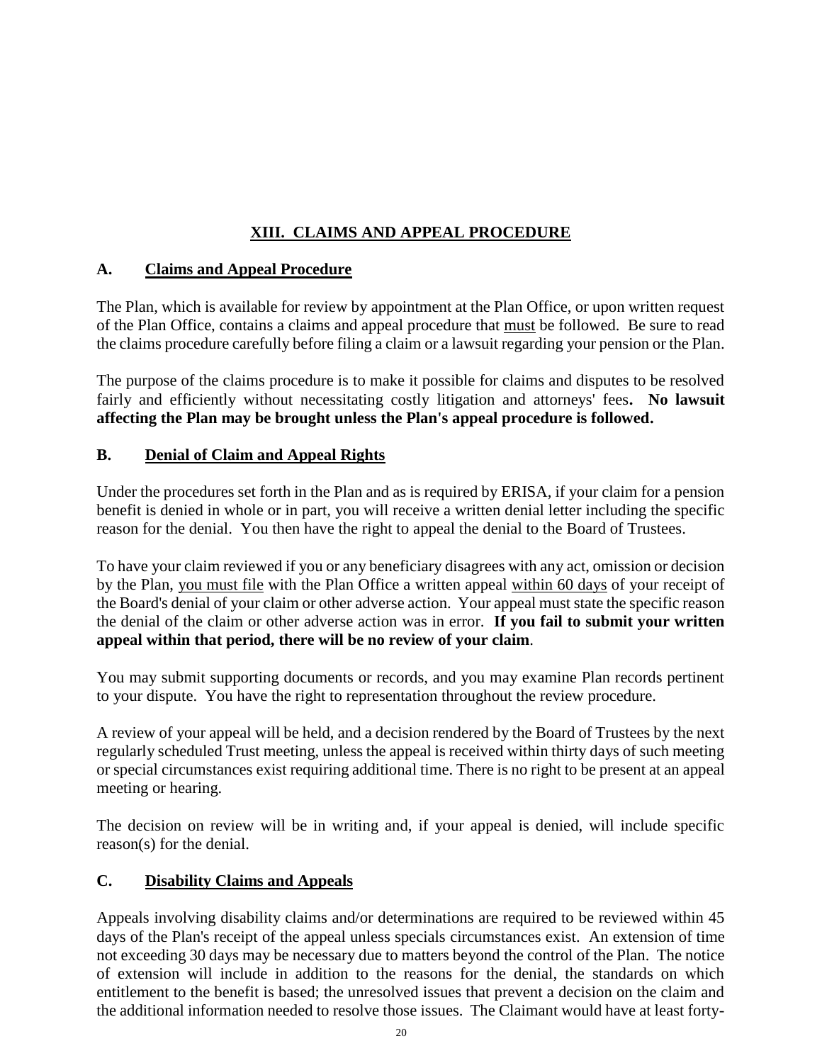## XIII. CLAIMS AND APPEAL PROCEDURE

### A. Claims and Appeal Procedure

The Plan, which is available for review by appointment at the Plan Office, or upon written request of the Plan Office, contains a claims and appeal procedure that must be followed. Be sure to read the claims procedure carefully before filing a claim or a lawsuit regarding your pension or the Plan.

The purpose of the claims procedure is to make it possible for claims and disputes to be resolved fairly and efficiently without necessitating costly litigation and attorneys' fees. **No lawsuit affecting the Plan may be brought unless the Plan's appeal procedure is followed.**

### B. Denial of Claim and Appeal Rights

Under the procedures set forth in the Plan and as is required by ERISA, if your claim for a pension benefit is denied in whole or in part, you will receive a written denial letter including the specific reason for the denial. You then have the right to appeal the denial to the Board of Trustees.

To have your claim reviewed if you or any beneficiary disagrees with any act, omission or decision by the Plan, you must file with the Plan Office a written appeal within 60 days of your receipt of the Board's denial of your claim or other adverse action. Your appeal must state the specific reason the denial of the claim or other adverse action was in error. **If you fail to submit your written appeal within that period, there will be no review of your claim**.

You may submit supporting documents or records, and you may examine Plan records pertinent to your dispute. You have the right to representation throughout the review procedure.

A review of your appeal will be held, and a decision rendered by the Board of Trustees by the next regularly scheduled Trust meeting, unless the appeal is received within thirty days of such meeting or special circumstances exist requiring additional time. There is no right to be present at an appeal meeting or hearing.

The decision on review will be in writing and, if your appeal is denied, will include specific reason(s) for the denial.

### C. Disability Claims and Appeals

Appeals involving disability claims and/or determinations are required to be reviewed within 45 days of the Plan's receipt of the appeal unless specials circumstances exist. An extension of time not exceeding 30 days may be necessary due to matters beyond the control of the Plan. The notice of extension will include in addition to the reasons for the denial, the standards on which entitlement to the benefit is based; the unresolved issues that prevent a decision on the claim and the additional information needed to resolve those issues. The Claimant would have at least forty-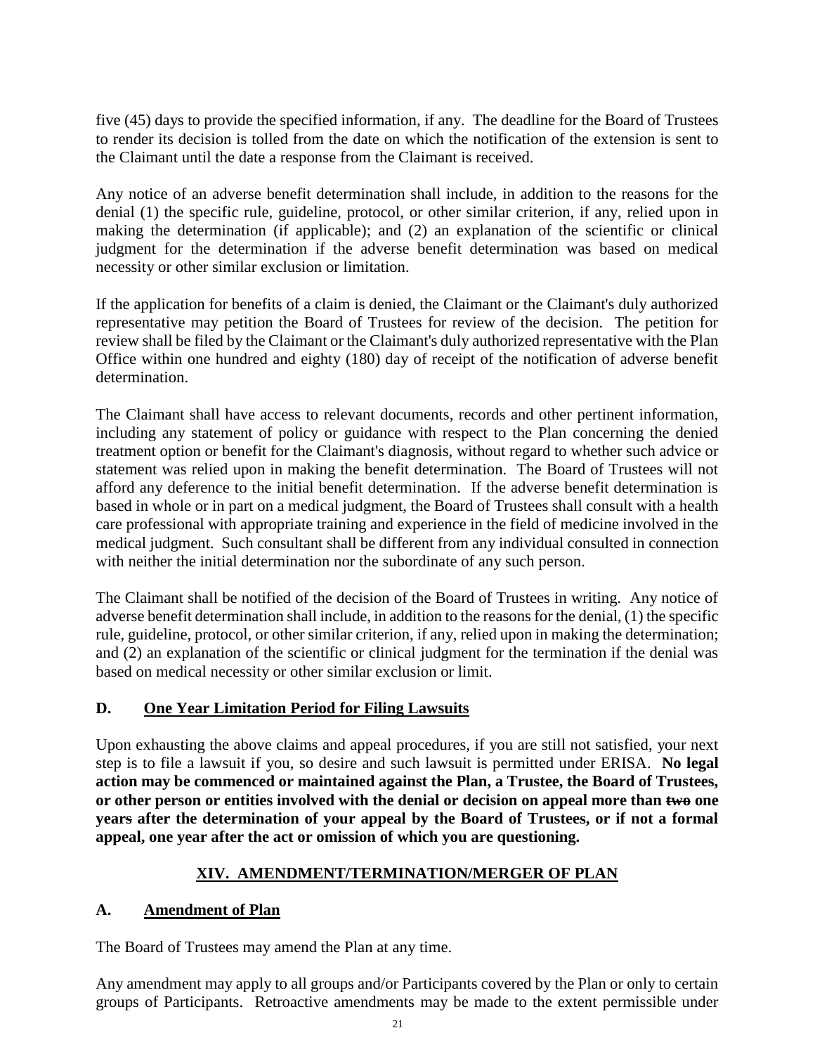five (45) days to provide the specified information, if any. The deadline for the Board of Trustees to render its decision is tolled from the date on which the notification of the extension is sent to the Claimant until the date a response from the Claimant is received.

Any notice of an adverse benefit determination shall include, in addition to the reasons for the denial (1) the specific rule, guideline, protocol, or other similar criterion, if any, relied upon in making the determination (if applicable); and (2) an explanation of the scientific or clinical judgment for the determination if the adverse benefit determination was based on medical necessity or other similar exclusion or limitation.

If the application for benefits of a claim is denied, the Claimant or the Claimant's duly authorized representative may petition the Board of Trustees for review of the decision. The petition for review shall be filed by the Claimant or the Claimant's duly authorized representative with the Plan Office within one hundred and eighty (180) day of receipt of the notification of adverse benefit determination.

The Claimant shall have access to relevant documents, records and other pertinent information, including any statement of policy or guidance with respect to the Plan concerning the denied treatment option or benefit for the Claimant's diagnosis, without regard to whether such advice or statement was relied upon in making the benefit determination. The Board of Trustees will not afford any deference to the initial benefit determination. If the adverse benefit determination is based in whole or in part on a medical judgment, the Board of Trustees shall consult with a health care professional with appropriate training and experience in the field of medicine involved in the medical judgment. Such consultant shall be different from any individual consulted in connection with neither the initial determination nor the subordinate of any such person.

The Claimant shall be notified of the decision of the Board of Trustees in writing. Any notice of adverse benefit determination shall include, in addition to the reasons for the denial, (1) the specific rule, guideline, protocol, or other similar criterion, if any, relied upon in making the determination; and (2) an explanation of the scientific or clinical judgment for the termination if the denial was based on medical necessity or other similar exclusion or limit.

### D. One Year Limitation Period for Filing Lawsuits

Upon exhausting the above claims and appeal procedures, if you are still not satisfied, your next step is to file a lawsuit if you, so desire and such lawsuit is permitted under ERISA. **No legal action may be commenced or maintained against the Plan, a Trustee, the Board of Trustees, or other person or entities involved with the denial or decision on appeal more than ~~two~~ one years after the determination of your appeal by the Board of Trustees, or if not a formal appeal, one year after the act or omission of which you are questioning.**

## XIV. AMENDMENT/TERMINATION/MERGER OF PLAN

### A. Amendment of Plan

The Board of Trustees may amend the Plan at any time.

Any amendment may apply to all groups and/or Participants covered by the Plan or only to certain groups of Participants. Retroactive amendments may be made to the extent permissible under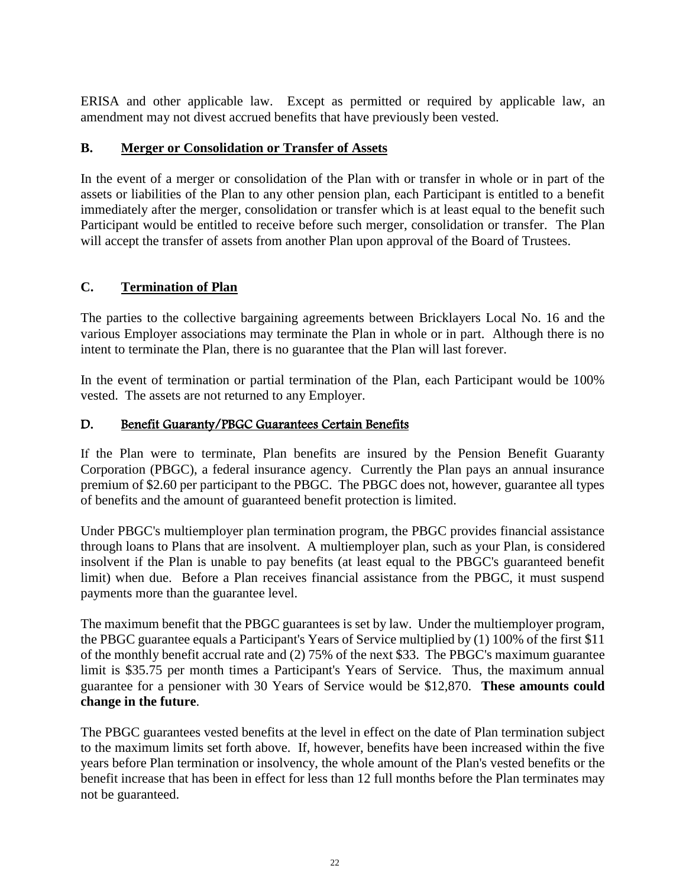ERISA and other applicable law. Except as permitted or required by applicable law, an amendment may not divest accrued benefits that have previously been vested.

### B. Merger or Consolidation or Transfer of Assets

In the event of a merger or consolidation of the Plan with or transfer in whole or in part of the assets or liabilities of the Plan to any other pension plan, each Participant is entitled to a benefit immediately after the merger, consolidation or transfer which is at least equal to the benefit such Participant would be entitled to receive before such merger, consolidation or transfer. The Plan will accept the transfer of assets from another Plan upon approval of the Board of Trustees.

### C. Termination of Plan

The parties to the collective bargaining agreements between Bricklayers Local No. 16 and the various Employer associations may terminate the Plan in whole or in part. Although there is no intent to terminate the Plan, there is no guarantee that the Plan will last forever.

In the event of termination or partial termination of the Plan, each Participant would be 100% vested. The assets are not returned to any Employer.

### D. Benefit Guaranty/PBGC Guarantees Certain Benefits

If the Plan were to terminate, Plan benefits are insured by the Pension Benefit Guaranty Corporation (PBGC), a federal insurance agency. Currently the Plan pays an annual insurance premium of $2.60 per participant to the PBGC. The PBGC does not, however, guarantee all types of benefits and the amount of guaranteed benefit protection is limited.

Under PBGC's multiemployer plan termination program, the PBGC provides financial assistance through loans to Plans that are insolvent. A multiemployer plan, such as your Plan, is considered insolvent if the Plan is unable to pay benefits (at least equal to the PBGC's guaranteed benefit limit) when due. Before a Plan receives financial assistance from the PBGC, it must suspend payments more than the guarantee level.

The maximum benefit that the PBGC guarantees is set by law. Under the multiemployer program, the PBGC guarantee equals a Participant's Years of Service multiplied by (1) 100% of the first $11 of the monthly benefit accrual rate and (2) 75% of the next $33. The PBGC's maximum guarantee limit is $35.75 per month times a Participant's Years of Service. Thus, the maximum annual guarantee for a pensioner with 30 Years of Service would be $12,870. **These amounts could change in the future**.

The PBGC guarantees vested benefits at the level in effect on the date of Plan termination subject to the maximum limits set forth above. If, however, benefits have been increased within the five years before Plan termination or insolvency, the whole amount of the Plan's vested benefits or the benefit increase that has been in effect for less than 12 full months before the Plan terminates may not be guaranteed.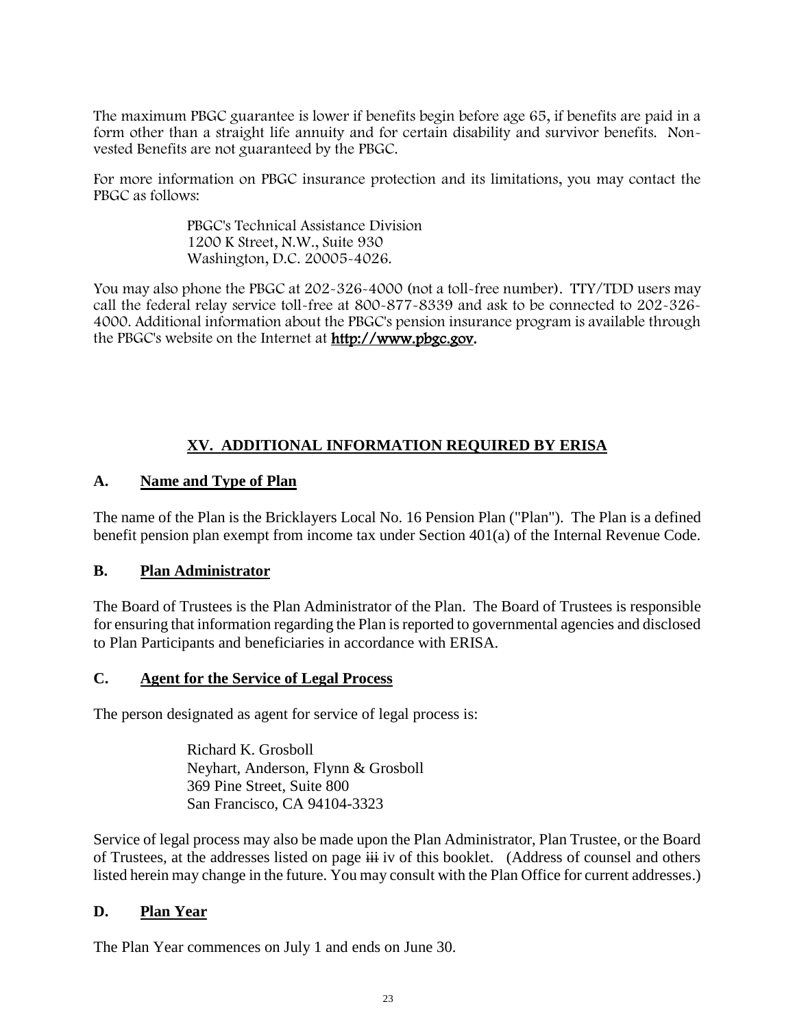The maximum PBGC guarantee is lower if benefits begin before age 65, if benefits are paid in a form other than a straight life annuity and for certain disability and survivor benefits. Non-vested Benefits are not guaranteed by the PBGC.

For more information on PBGC insurance protection and its limitations, you may contact the PBGC as follows:

> PBGC's Technical Assistance Division
> 1200 K Street, N.W., Suite 930
> Washington, D.C. 20005-4026.

You may also phone the PBGC at 202-326-4000 (not a toll-free number). TTY/TDD users may call the federal relay service toll-free at 800-877-8339 and ask to be connected to 202-326-4000. Additional information about the PBGC's pension insurance program is available through the PBGC's website on the Internet at **http://www.pbgc.gov**.

## XV. ADDITIONAL INFORMATION REQUIRED BY ERISA

### A. Name and Type of Plan

The name of the Plan is the Bricklayers Local No. 16 Pension Plan ("Plan"). The Plan is a defined benefit pension plan exempt from income tax under Section 401(a) of the Internal Revenue Code.

### B. Plan Administrator

The Board of Trustees is the Plan Administrator of the Plan. The Board of Trustees is responsible for ensuring that information regarding the Plan is reported to governmental agencies and disclosed to Plan Participants and beneficiaries in accordance with ERISA.

### C. Agent for the Service of Legal Process

The person designated as agent for service of legal process is:

> Richard K. Grosboll
> Neyhart, Anderson, Flynn & Grosboll
> 369 Pine Street, Suite 800
> San Francisco, CA 94104-3323

Service of legal process may also be made upon the Plan Administrator, Plan Trustee, or the Board of Trustees, at the addresses listed on page ~~iii~~ iv of this booklet. (Address of counsel and others listed herein may change in the future. You may consult with the Plan Office for current addresses.)

### D. Plan Year

The Plan Year commences on July 1 and ends on June 30.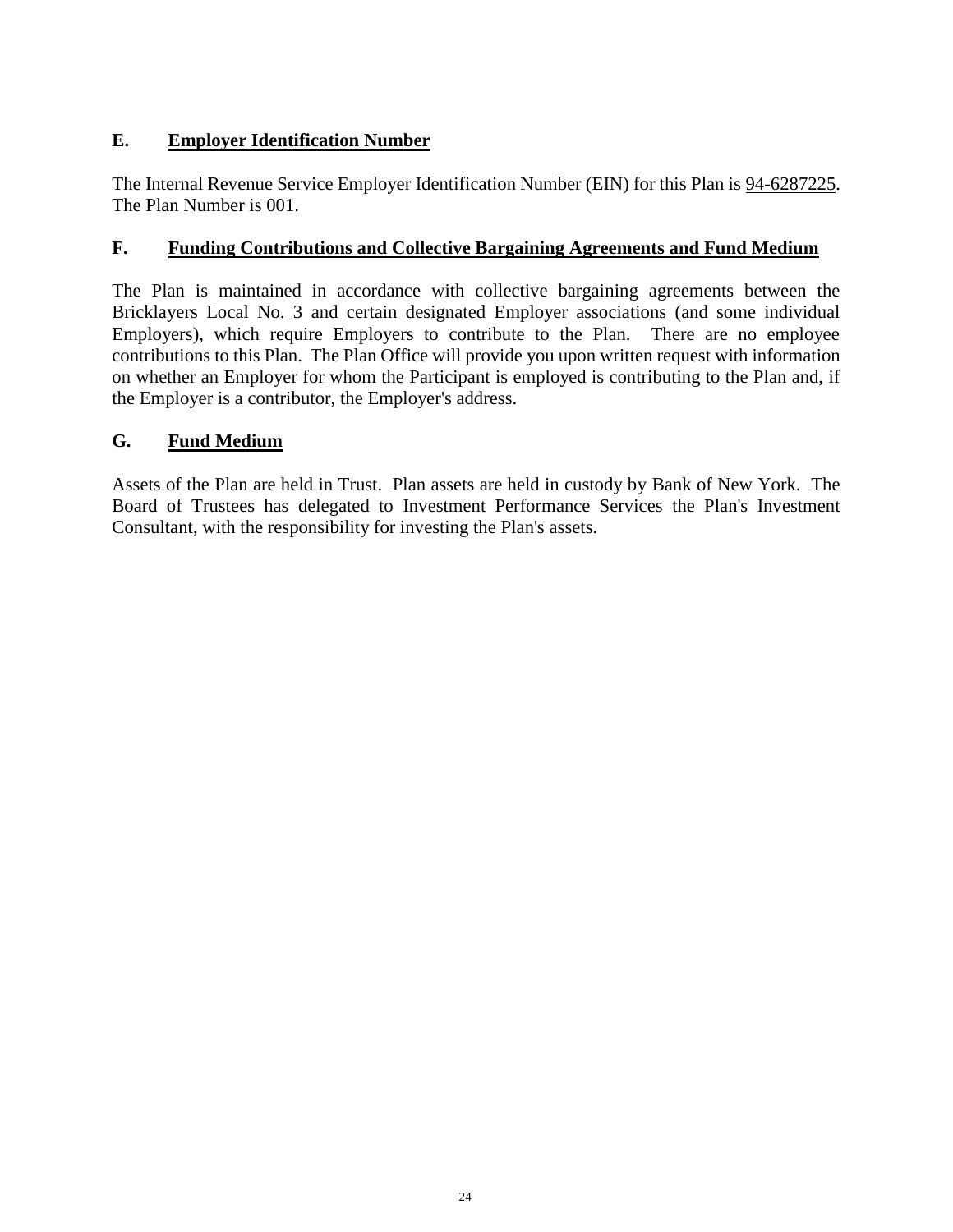## E. Employer Identification Number

The Internal Revenue Service Employer Identification Number (EIN) for this Plan is 94-6287225. The Plan Number is 001.

## F. Funding Contributions and Collective Bargaining Agreements and Fund Medium

The Plan is maintained in accordance with collective bargaining agreements between the Bricklayers Local No. 3 and certain designated Employer associations (and some individual Employers), which require Employers to contribute to the Plan. There are no employee contributions to this Plan. The Plan Office will provide you upon written request with information on whether an Employer for whom the Participant is employed is contributing to the Plan and, if the Employer is a contributor, the Employer's address.

## G. Fund Medium

Assets of the Plan are held in Trust. Plan assets are held in custody by Bank of New York. The Board of Trustees has delegated to Investment Performance Services the Plan's Investment Consultant, with the responsibility for investing the Plan's assets.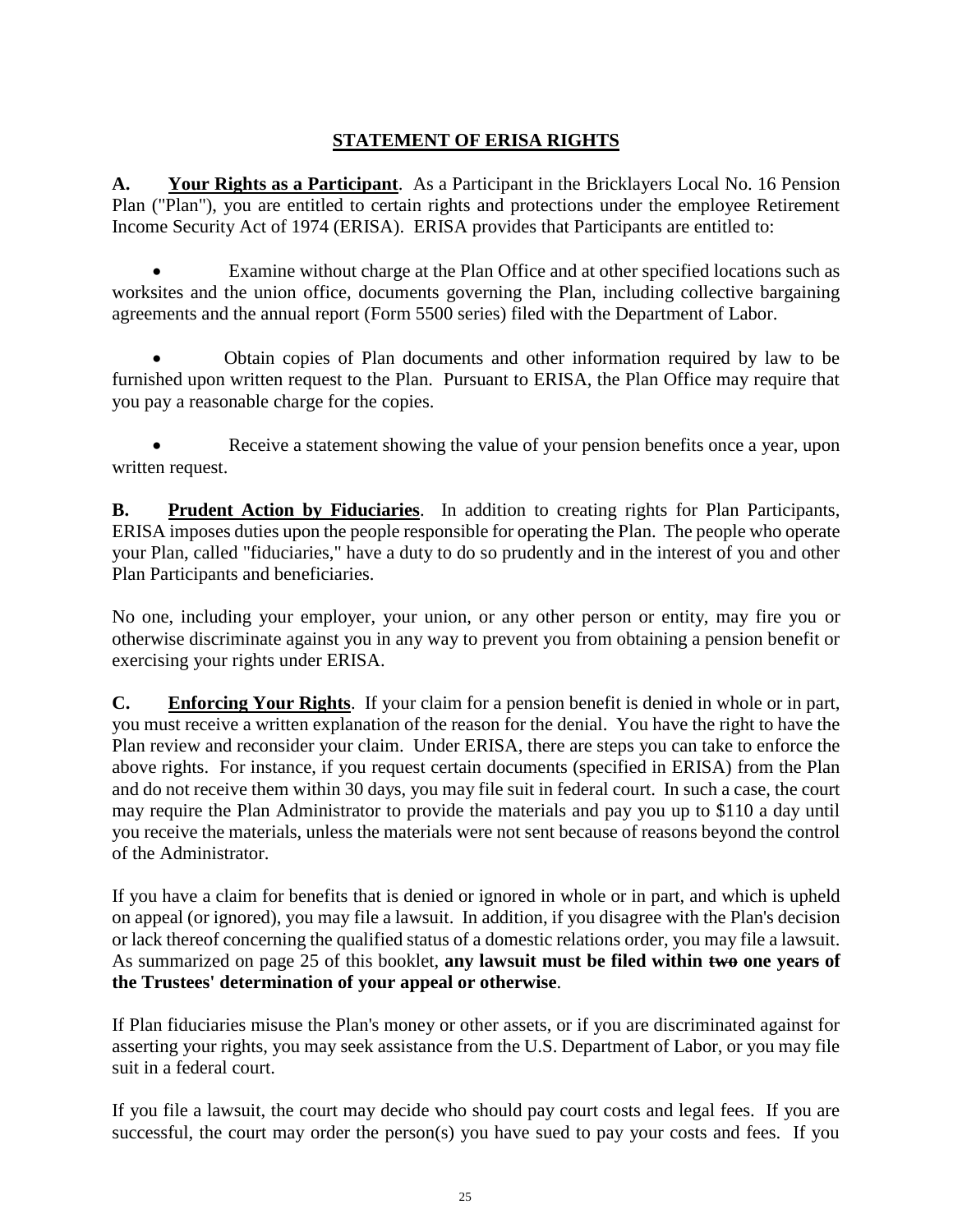## STATEMENT OF ERISA RIGHTS

**A.** **Your Rights as a Participant**. As a Participant in the Bricklayers Local No. 16 Pension Plan ("Plan"), you are entitled to certain rights and protections under the employee Retirement Income Security Act of 1974 (ERISA). ERISA provides that Participants are entitled to:

- Examine without charge at the Plan Office and at other specified locations such as worksites and the union office, documents governing the Plan, including collective bargaining agreements and the annual report (Form 5500 series) filed with the Department of Labor.

- Obtain copies of Plan documents and other information required by law to be furnished upon written request to the Plan. Pursuant to ERISA, the Plan Office may require that you pay a reasonable charge for the copies.

- Receive a statement showing the value of your pension benefits once a year, upon written request.

**B.** **Prudent Action by Fiduciaries**. In addition to creating rights for Plan Participants, ERISA imposes duties upon the people responsible for operating the Plan. The people who operate your Plan, called "fiduciaries," have a duty to do so prudently and in the interest of you and other Plan Participants and beneficiaries.

No one, including your employer, your union, or any other person or entity, may fire you or otherwise discriminate against you in any way to prevent you from obtaining a pension benefit or exercising your rights under ERISA.

**C.** **Enforcing Your Rights**. If your claim for a pension benefit is denied in whole or in part, you must receive a written explanation of the reason for the denial. You have the right to have the Plan review and reconsider your claim. Under ERISA, there are steps you can take to enforce the above rights. For instance, if you request certain documents (specified in ERISA) from the Plan and do not receive them within 30 days, you may file suit in federal court. In such a case, the court may require the Plan Administrator to provide the materials and pay you up to $110 a day until you receive the materials, unless the materials were not sent because of reasons beyond the control of the Administrator.

If you have a claim for benefits that is denied or ignored in whole or in part, and which is upheld on appeal (or ignored), you may file a lawsuit. In addition, if you disagree with the Plan's decision or lack thereof concerning the qualified status of a domestic relations order, you may file a lawsuit. As summarized on page 25 of this booklet, **any lawsuit must be filed within ~~two~~ one years of the Trustees' determination of your appeal or otherwise**.

If Plan fiduciaries misuse the Plan's money or other assets, or if you are discriminated against for asserting your rights, you may seek assistance from the U.S. Department of Labor, or you may file suit in a federal court.

If you file a lawsuit, the court may decide who should pay court costs and legal fees. If you are successful, the court may order the person(s) you have sued to pay your costs and fees. If you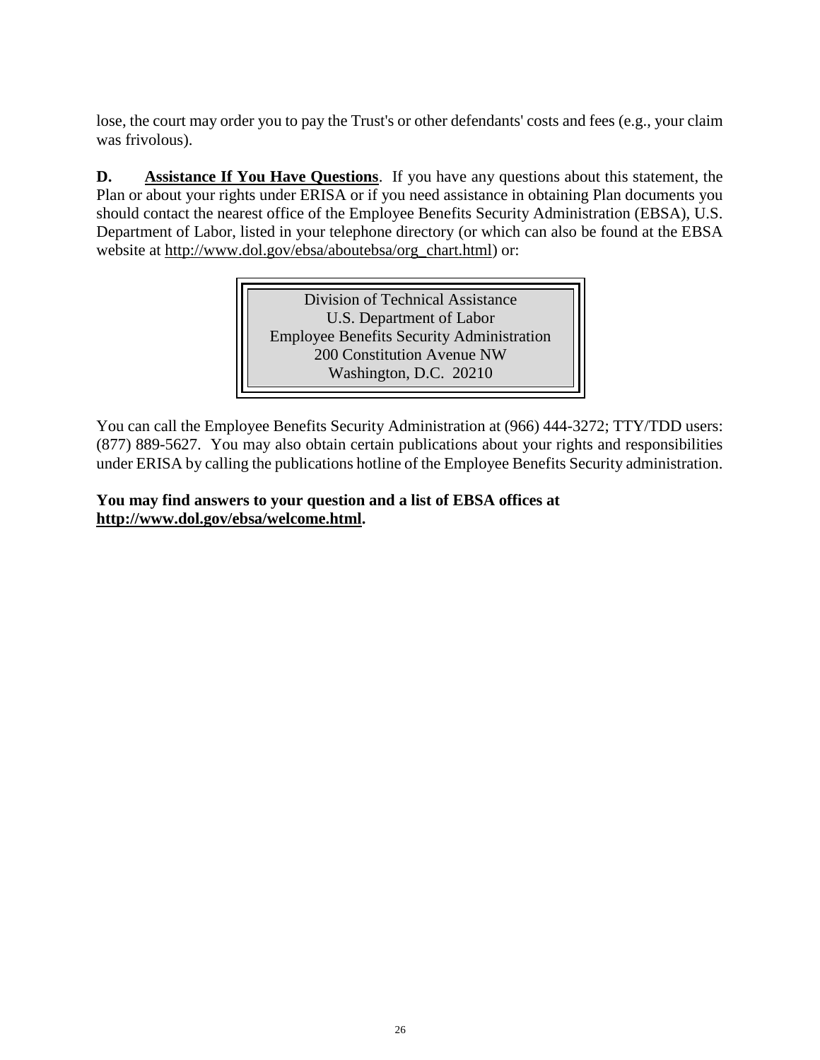lose, the court may order you to pay the Trust's or other defendants' costs and fees (e.g., your claim was frivolous).

**D. <u>Assistance If You Have Questions</u>**. If you have any questions about this statement, the Plan or about your rights under ERISA or if you need assistance in obtaining Plan documents you should contact the nearest office of the Employee Benefits Security Administration (EBSA), U.S. Department of Labor, listed in your telephone directory (or which can also be found at the EBSA website at http://www.dol.gov/ebsa/aboutebsa/org_chart.html) or:

Division of Technical Assistance
U.S. Department of Labor
Employee Benefits Security Administration
200 Constitution Avenue NW
Washington, D.C. 20210

You can call the Employee Benefits Security Administration at (966) 444-3272; TTY/TDD users: (877) 889-5627. You may also obtain certain publications about your rights and responsibilities under ERISA by calling the publications hotline of the Employee Benefits Security administration.

**You may find answers to your question and a list of EBSA offices at http://www.dol.gov/ebsa/welcome.html.**